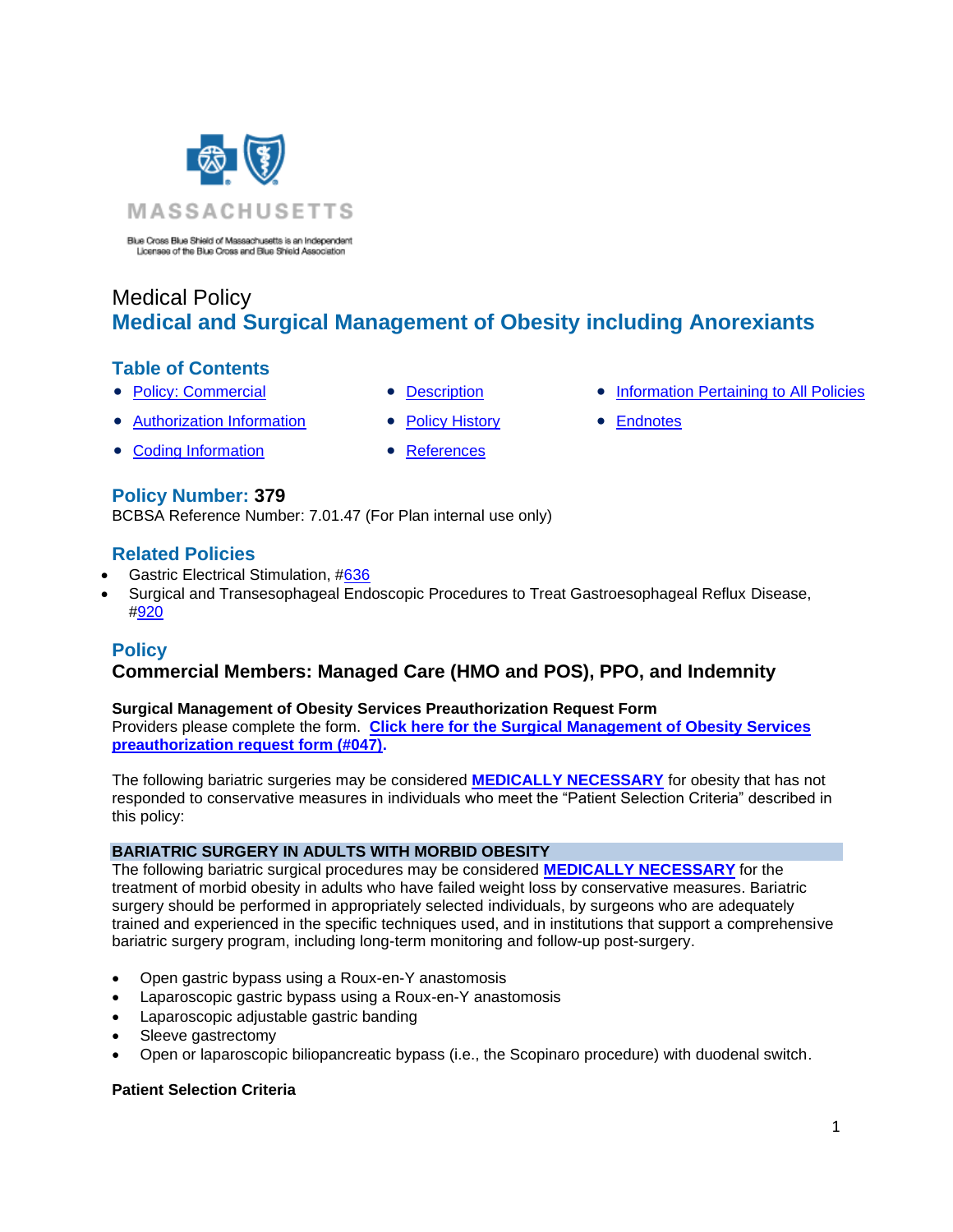MASSACHUSETTS

Blue Cross Blue Shield of Massachusetts is an Independent Licensee of the Blue Cross and Blue Shield Association

Medical Policy

# Medical and Surgical Management of Obesity including Anorexiants

## Table of Contents

- Policy: Commercial
- Authorization Information
- Coding Information
- Description
- Policy History
- References
- Information Pertaining to All Policies
- Endnotes

## Policy Number: 379

BCBSA Reference Number: 7.01.47 (For Plan internal use only)

## Related Policies

- Gastric Electrical Stimulation, #636
- Surgical and Transesophageal Endoscopic Procedures to Treat Gastroesophageal Reflux Disease, #920

## Policy

### Commercial Members: Managed Care (HMO and POS), PPO, and Indemnity

**Surgical Management of Obesity Services Preauthorization Request Form**
Providers please complete the form. **Click here for the Surgical Management of Obesity Services preauthorization request form (#047).**

The following bariatric surgeries may be considered **MEDICALLY NECESSARY** for obesity that has not responded to conservative measures in individuals who meet the "Patient Selection Criteria" described in this policy:

**BARIATRIC SURGERY IN ADULTS WITH MORBID OBESITY**

The following bariatric surgical procedures may be considered **MEDICALLY NECESSARY** for the treatment of morbid obesity in adults who have failed weight loss by conservative measures. Bariatric surgery should be performed in appropriately selected individuals, by surgeons who are adequately trained and experienced in the specific techniques used, and in institutions that support a comprehensive bariatric surgery program, including long-term monitoring and follow-up post-surgery.

- Open gastric bypass using a Roux-en-Y anastomosis
- Laparoscopic gastric bypass using a Roux-en-Y anastomosis
- Laparoscopic adjustable gastric banding
- Sleeve gastrectomy
- Open or laparoscopic biliopancreatic bypass (i.e., the Scopinaro procedure) with duodenal switch.

**Patient Selection Criteria**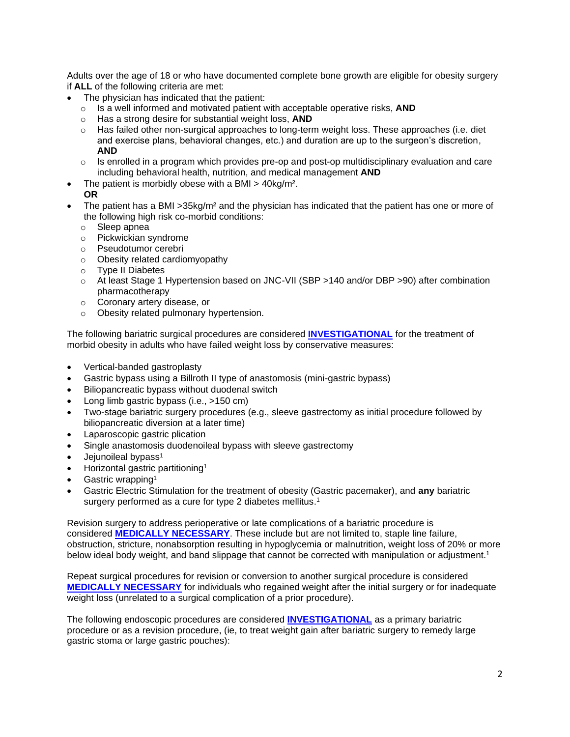Adults over the age of 18 or who have documented complete bone growth are eligible for obesity surgery if **ALL** of the following criteria are met:

- The physician has indicated that the patient:
  - Is a well informed and motivated patient with acceptable operative risks, **AND**
  - Has a strong desire for substantial weight loss, **AND**
  - Has failed other non-surgical approaches to long-term weight loss. These approaches (i.e. diet and exercise plans, behavioral changes, etc.) and duration are up to the surgeon's discretion, **AND**
  - Is enrolled in a program which provides pre-op and post-op multidisciplinary evaluation and care including behavioral health, nutrition, and medical management **AND**
- The patient is morbidly obese with a BMI > 40kg/m².
  **OR**
- The patient has a BMI >35kg/m² and the physician has indicated that the patient has one or more of the following high risk co-morbid conditions:
  - Sleep apnea
  - Pickwickian syndrome
  - Pseudotumor cerebri
  - Obesity related cardiomyopathy
  - Type II Diabetes
  - At least Stage 1 Hypertension based on JNC-VII (SBP >140 and/or DBP >90) after combination pharmacotherapy
  - Coronary artery disease, or
  - Obesity related pulmonary hypertension.

The following bariatric surgical procedures are considered **INVESTIGATIONAL** for the treatment of morbid obesity in adults who have failed weight loss by conservative measures:

- Vertical-banded gastroplasty
- Gastric bypass using a Billroth II type of anastomosis (mini-gastric bypass)
- Biliopancreatic bypass without duodenal switch
- Long limb gastric bypass (i.e., >150 cm)
- Two-stage bariatric surgery procedures (e.g., sleeve gastrectomy as initial procedure followed by biliopancreatic diversion at a later time)
- Laparoscopic gastric plication
- Single anastomosis duodenoileal bypass with sleeve gastrectomy
- Jejunoileal bypass[1]
- Horizontal gastric partitioning[1]
- Gastric wrapping[1]
- Gastric Electric Stimulation for the treatment of obesity (Gastric pacemaker), and **any** bariatric surgery performed as a cure for type 2 diabetes mellitus.[1]

Revision surgery to address perioperative or late complications of a bariatric procedure is considered **MEDICALLY NECESSARY**. These include but are not limited to, staple line failure, obstruction, stricture, nonabsorption resulting in hypoglycemia or malnutrition, weight loss of 20% or more below ideal body weight, and band slippage that cannot be corrected with manipulation or adjustment.[1]

Repeat surgical procedures for revision or conversion to another surgical procedure is considered **MEDICALLY NECESSARY** for individuals who regained weight after the initial surgery or for inadequate weight loss (unrelated to a surgical complication of a prior procedure).

The following endoscopic procedures are considered **INVESTIGATIONAL** as a primary bariatric procedure or as a revision procedure, (ie, to treat weight gain after bariatric surgery to remedy large gastric stoma or large gastric pouches):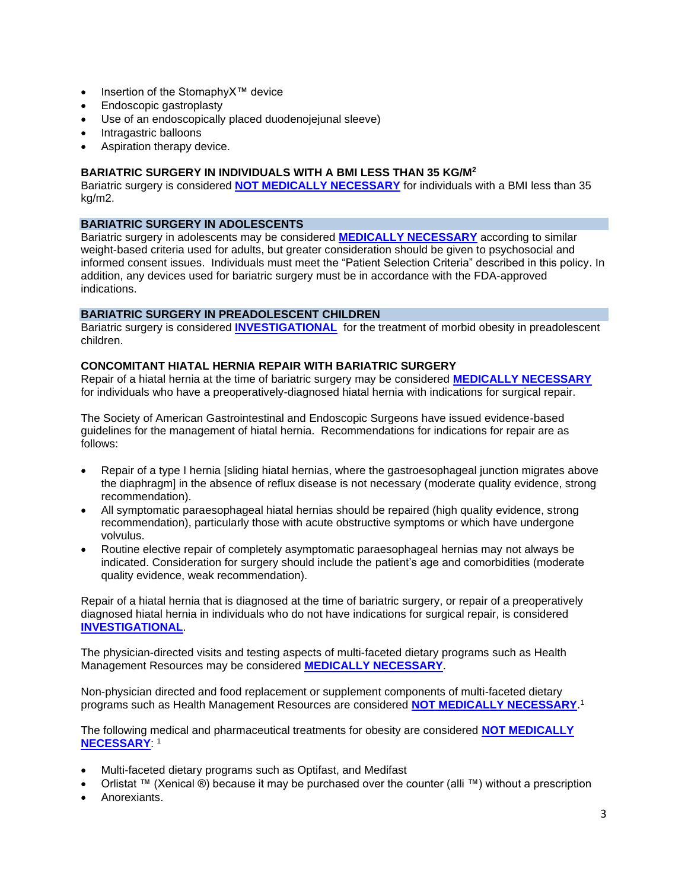- Insertion of the StomaphyX™ device
- Endoscopic gastroplasty
- Use of an endoscopically placed duodenojejunal sleeve)
- Intragastric balloons
- Aspiration therapy device.

### BARIATRIC SURGERY IN INDIVIDUALS WITH A BMI LESS THAN 35 KG/M$^2$

Bariatric surgery is considered **NOT MEDICALLY NECESSARY** for individuals with a BMI less than 35 kg/m2.

### BARIATRIC SURGERY IN ADOLESCENTS

Bariatric surgery in adolescents may be considered **MEDICALLY NECESSARY** according to similar weight-based criteria used for adults, but greater consideration should be given to psychosocial and informed consent issues. Individuals must meet the "Patient Selection Criteria" described in this policy. In addition, any devices used for bariatric surgery must be in accordance with the FDA-approved indications.

### BARIATRIC SURGERY IN PREADOLESCENT CHILDREN

Bariatric surgery is considered **INVESTIGATIONAL** for the treatment of morbid obesity in preadolescent children.

### CONCOMITANT HIATAL HERNIA REPAIR WITH BARIATRIC SURGERY

Repair of a hiatal hernia at the time of bariatric surgery may be considered **MEDICALLY NECESSARY** for individuals who have a preoperatively-diagnosed hiatal hernia with indications for surgical repair.

The Society of American Gastrointestinal and Endoscopic Surgeons have issued evidence-based guidelines for the management of hiatal hernia. Recommendations for indications for repair are as follows:

- Repair of a type I hernia [sliding hiatal hernias, where the gastroesophageal junction migrates above the diaphragm] in the absence of reflux disease is not necessary (moderate quality evidence, strong recommendation).
- All symptomatic paraesophageal hiatal hernias should be repaired (high quality evidence, strong recommendation), particularly those with acute obstructive symptoms or which have undergone volvulus.
- Routine elective repair of completely asymptomatic paraesophageal hernias may not always be indicated. Consideration for surgery should include the patient's age and comorbidities (moderate quality evidence, weak recommendation).

Repair of a hiatal hernia that is diagnosed at the time of bariatric surgery, or repair of a preoperatively diagnosed hiatal hernia in individuals who do not have indications for surgical repair, is considered **INVESTIGATIONAL**.

The physician-directed visits and testing aspects of multi-faceted dietary programs such as Health Management Resources may be considered **MEDICALLY NECESSARY**.

Non-physician directed and food replacement or supplement components of multi-faceted dietary programs such as Health Management Resources are considered **NOT MEDICALLY NECESSARY**.[1]

The following medical and pharmaceutical treatments for obesity are considered **NOT MEDICALLY NECESSARY**: [1]

- Multi-faceted dietary programs such as Optifast, and Medifast
- Orlistat ™ (Xenical ®) because it may be purchased over the counter (alli ™) without a prescription
- Anorexiants.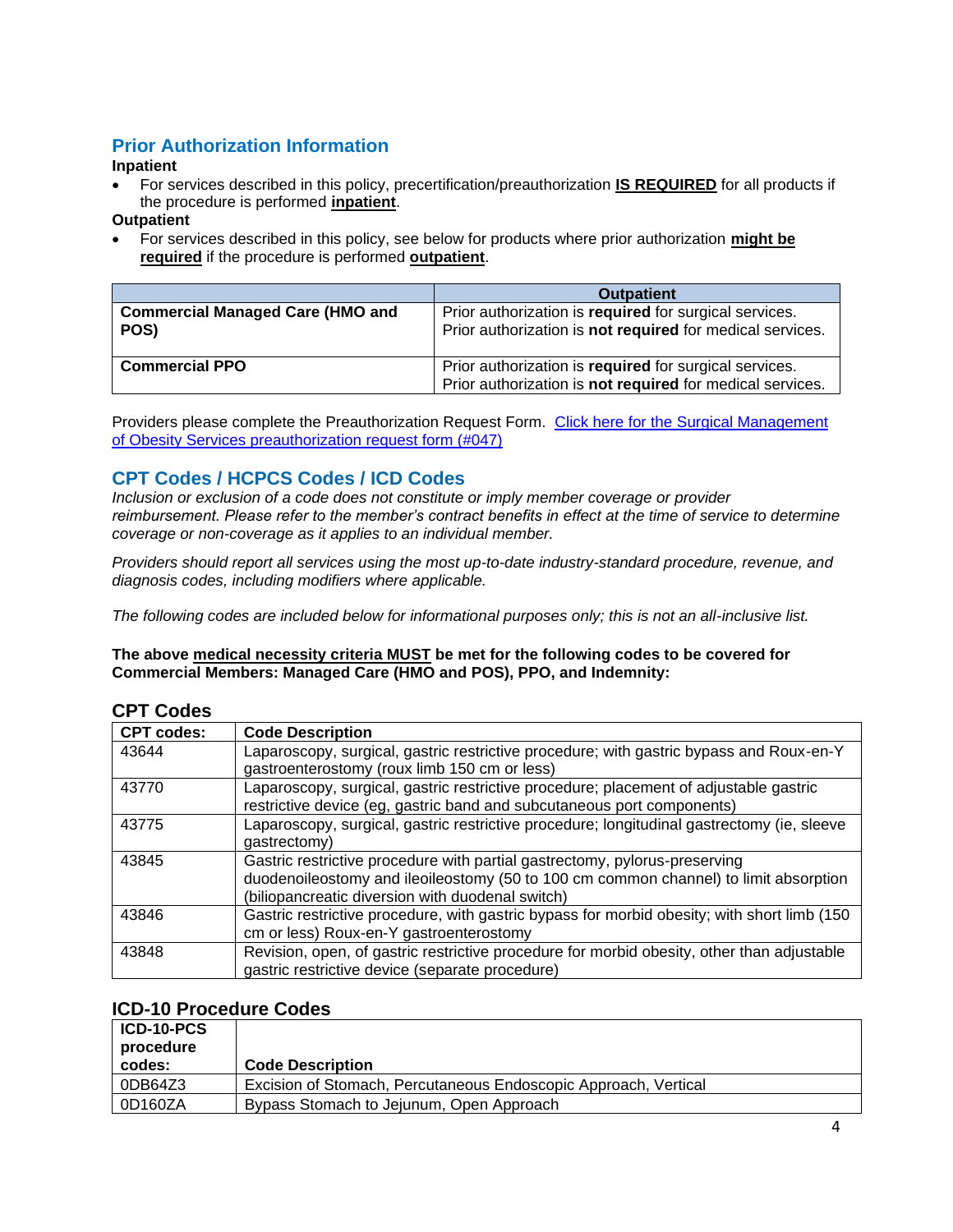## Prior Authorization Information

**Inpatient**

- For services described in this policy, precertification/preauthorization **IS REQUIRED** for all products if the procedure is performed **inpatient**.

**Outpatient**

- For services described in this policy, see below for products where prior authorization **might be required** if the procedure is performed **outpatient**.

| | Outpatient |
|---|---|
| **Commercial Managed Care (HMO and POS)** | Prior authorization is **required** for surgical services. Prior authorization is **not required** for medical services. |
| **Commercial PPO** | Prior authorization is **required** for surgical services. Prior authorization is **not required** for medical services. |

Providers please complete the Preauthorization Request Form. Click here for the Surgical Management of Obesity Services preauthorization request form (#047)

## CPT Codes / HCPCS Codes / ICD Codes

*Inclusion or exclusion of a code does not constitute or imply member coverage or provider reimbursement. Please refer to the member's contract benefits in effect at the time of service to determine coverage or non-coverage as it applies to an individual member.*

*Providers should report all services using the most up-to-date industry-standard procedure, revenue, and diagnosis codes, including modifiers where applicable.*

*The following codes are included below for informational purposes only; this is not an all-inclusive list.*

**The above medical necessity criteria MUST be met for the following codes to be covered for Commercial Members: Managed Care (HMO and POS), PPO, and Indemnity:**

### CPT Codes

| CPT codes: | Code Description |
|---|---|
| 43644 | Laparoscopy, surgical, gastric restrictive procedure; with gastric bypass and Roux-en-Y gastroenterostomy (roux limb 150 cm or less) |
| 43770 | Laparoscopy, surgical, gastric restrictive procedure; placement of adjustable gastric restrictive device (eg, gastric band and subcutaneous port components) |
| 43775 | Laparoscopy, surgical, gastric restrictive procedure; longitudinal gastrectomy (ie, sleeve gastrectomy) |
| 43845 | Gastric restrictive procedure with partial gastrectomy, pylorus-preserving duodenoileostomy and ileoileostomy (50 to 100 cm common channel) to limit absorption (biliopancreatic diversion with duodenal switch) |
| 43846 | Gastric restrictive procedure, with gastric bypass for morbid obesity; with short limb (150 cm or less) Roux-en-Y gastroenterostomy |
| 43848 | Revision, open, of gastric restrictive procedure for morbid obesity, other than adjustable gastric restrictive device (separate procedure) |

### ICD-10 Procedure Codes

| ICD-10-PCS procedure codes: | Code Description |
|---|---|
| 0DB64Z3 | Excision of Stomach, Percutaneous Endoscopic Approach, Vertical |
| 0D160ZA | Bypass Stomach to Jejunum, Open Approach |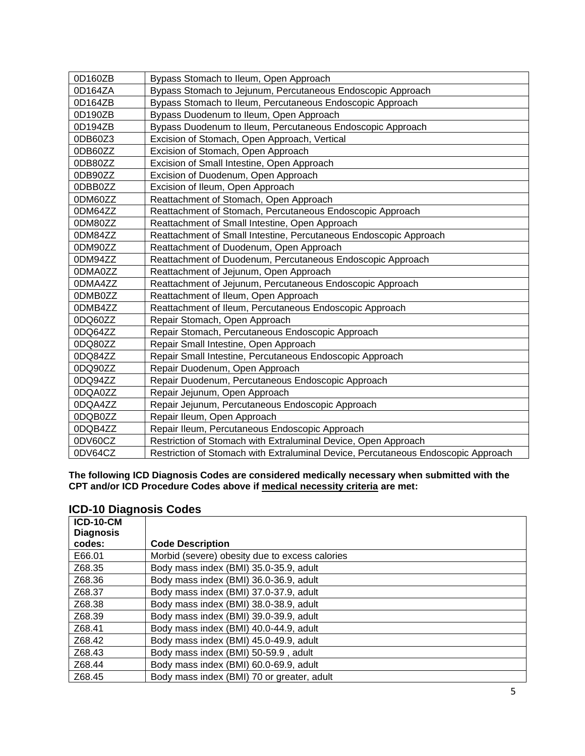| | |
|---|---|
| 0D160ZB | Bypass Stomach to Ileum, Open Approach |
| 0D164ZA | Bypass Stomach to Jejunum, Percutaneous Endoscopic Approach |
| 0D164ZB | Bypass Stomach to Ileum, Percutaneous Endoscopic Approach |
| 0D190ZB | Bypass Duodenum to Ileum, Open Approach |
| 0D194ZB | Bypass Duodenum to Ileum, Percutaneous Endoscopic Approach |
| 0DB60Z3 | Excision of Stomach, Open Approach, Vertical |
| 0DB60ZZ | Excision of Stomach, Open Approach |
| 0DB80ZZ | Excision of Small Intestine, Open Approach |
| 0DB90ZZ | Excision of Duodenum, Open Approach |
| 0DBB0ZZ | Excision of Ileum, Open Approach |
| 0DM60ZZ | Reattachment of Stomach, Open Approach |
| 0DM64ZZ | Reattachment of Stomach, Percutaneous Endoscopic Approach |
| 0DM80ZZ | Reattachment of Small Intestine, Open Approach |
| 0DM84ZZ | Reattachment of Small Intestine, Percutaneous Endoscopic Approach |
| 0DM90ZZ | Reattachment of Duodenum, Open Approach |
| 0DM94ZZ | Reattachment of Duodenum, Percutaneous Endoscopic Approach |
| 0DMA0ZZ | Reattachment of Jejunum, Open Approach |
| 0DMA4ZZ | Reattachment of Jejunum, Percutaneous Endoscopic Approach |
| 0DMB0ZZ | Reattachment of Ileum, Open Approach |
| 0DMB4ZZ | Reattachment of Ileum, Percutaneous Endoscopic Approach |
| 0DQ60ZZ | Repair Stomach, Open Approach |
| 0DQ64ZZ | Repair Stomach, Percutaneous Endoscopic Approach |
| 0DQ80ZZ | Repair Small Intestine, Open Approach |
| 0DQ84ZZ | Repair Small Intestine, Percutaneous Endoscopic Approach |
| 0DQ90ZZ | Repair Duodenum, Open Approach |
| 0DQ94ZZ | Repair Duodenum, Percutaneous Endoscopic Approach |
| 0DQA0ZZ | Repair Jejunum, Open Approach |
| 0DQA4ZZ | Repair Jejunum, Percutaneous Endoscopic Approach |
| 0DQB0ZZ | Repair Ileum, Open Approach |
| 0DQB4ZZ | Repair Ileum, Percutaneous Endoscopic Approach |
| 0DV60CZ | Restriction of Stomach with Extraluminal Device, Open Approach |
| 0DV64CZ | Restriction of Stomach with Extraluminal Device, Percutaneous Endoscopic Approach |

**The following ICD Diagnosis Codes are considered medically necessary when submitted with the CPT and/or ICD Procedure Codes above if medical necessity criteria are met:**

## ICD-10 Diagnosis Codes

| ICD-10-CM Diagnosis codes: | Code Description |
|---|---|
| E66.01 | Morbid (severe) obesity due to excess calories |
| Z68.35 | Body mass index (BMI) 35.0-35.9, adult |
| Z68.36 | Body mass index (BMI) 36.0-36.9, adult |
| Z68.37 | Body mass index (BMI) 37.0-37.9, adult |
| Z68.38 | Body mass index (BMI) 38.0-38.9, adult |
| Z68.39 | Body mass index (BMI) 39.0-39.9, adult |
| Z68.41 | Body mass index (BMI) 40.0-44.9, adult |
| Z68.42 | Body mass index (BMI) 45.0-49.9, adult |
| Z68.43 | Body mass index (BMI) 50-59.9 , adult |
| Z68.44 | Body mass index (BMI) 60.0-69.9, adult |
| Z68.45 | Body mass index (BMI) 70 or greater, adult |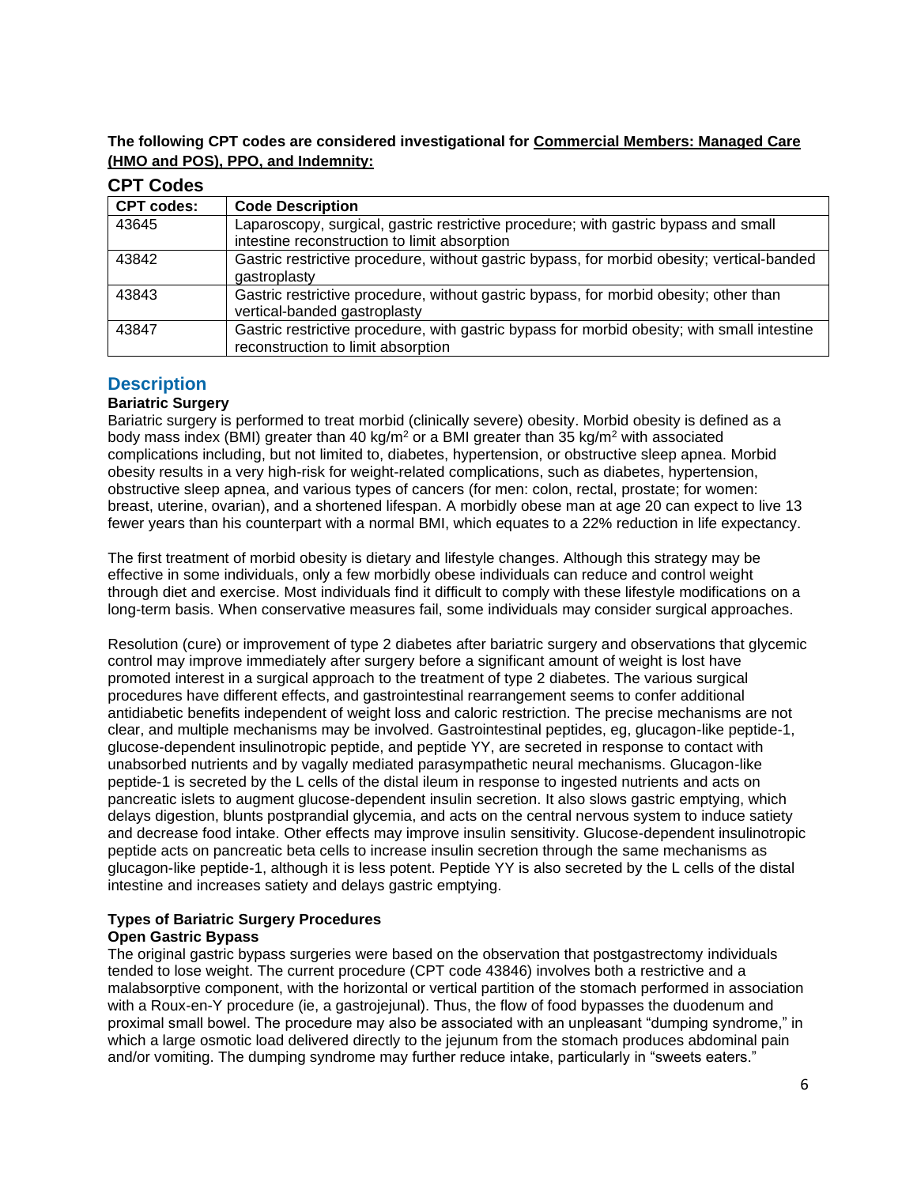**The following CPT codes are considered investigational for Commercial Members: Managed Care (HMO and POS), PPO, and Indemnity:**

## CPT Codes

| CPT codes: | Code Description |
|---|---|
| 43645 | Laparoscopy, surgical, gastric restrictive procedure; with gastric bypass and small intestine reconstruction to limit absorption |
| 43842 | Gastric restrictive procedure, without gastric bypass, for morbid obesity; vertical-banded gastroplasty |
| 43843 | Gastric restrictive procedure, without gastric bypass, for morbid obesity; other than vertical-banded gastroplasty |
| 43847 | Gastric restrictive procedure, with gastric bypass for morbid obesity; with small intestine reconstruction to limit absorption |

## Description

### Bariatric Surgery

Bariatric surgery is performed to treat morbid (clinically severe) obesity. Morbid obesity is defined as a body mass index (BMI) greater than 40 kg/m$^2$ or a BMI greater than 35 kg/m$^2$ with associated complications including, but not limited to, diabetes, hypertension, or obstructive sleep apnea. Morbid obesity results in a very high-risk for weight-related complications, such as diabetes, hypertension, obstructive sleep apnea, and various types of cancers (for men: colon, rectal, prostate; for women: breast, uterine, ovarian), and a shortened lifespan. A morbidly obese man at age 20 can expect to live 13 fewer years than his counterpart with a normal BMI, which equates to a 22% reduction in life expectancy.

The first treatment of morbid obesity is dietary and lifestyle changes. Although this strategy may be effective in some individuals, only a few morbidly obese individuals can reduce and control weight through diet and exercise. Most individuals find it difficult to comply with these lifestyle modifications on a long-term basis. When conservative measures fail, some individuals may consider surgical approaches.

Resolution (cure) or improvement of type 2 diabetes after bariatric surgery and observations that glycemic control may improve immediately after surgery before a significant amount of weight is lost have promoted interest in a surgical approach to the treatment of type 2 diabetes. The various surgical procedures have different effects, and gastrointestinal rearrangement seems to confer additional antidiabetic benefits independent of weight loss and caloric restriction. The precise mechanisms are not clear, and multiple mechanisms may be involved. Gastrointestinal peptides, eg, glucagon-like peptide-1, glucose-dependent insulinotropic peptide, and peptide YY, are secreted in response to contact with unabsorbed nutrients and by vagally mediated parasympathetic neural mechanisms. Glucagon-like peptide-1 is secreted by the L cells of the distal ileum in response to ingested nutrients and acts on pancreatic islets to augment glucose-dependent insulin secretion. It also slows gastric emptying, which delays digestion, blunts postprandial glycemia, and acts on the central nervous system to induce satiety and decrease food intake. Other effects may improve insulin sensitivity. Glucose-dependent insulinotropic peptide acts on pancreatic beta cells to increase insulin secretion through the same mechanisms as glucagon-like peptide-1, although it is less potent. Peptide YY is also secreted by the L cells of the distal intestine and increases satiety and delays gastric emptying.

### Types of Bariatric Surgery Procedures

**Open Gastric Bypass**

The original gastric bypass surgeries were based on the observation that postgastrectomy individuals tended to lose weight. The current procedure (CPT code 43846) involves both a restrictive and a malabsorptive component, with the horizontal or vertical partition of the stomach performed in association with a Roux-en-Y procedure (ie, a gastrojejunal). Thus, the flow of food bypasses the duodenum and proximal small bowel. The procedure may also be associated with an unpleasant "dumping syndrome," in which a large osmotic load delivered directly to the jejunum from the stomach produces abdominal pain and/or vomiting. The dumping syndrome may further reduce intake, particularly in "sweets eaters."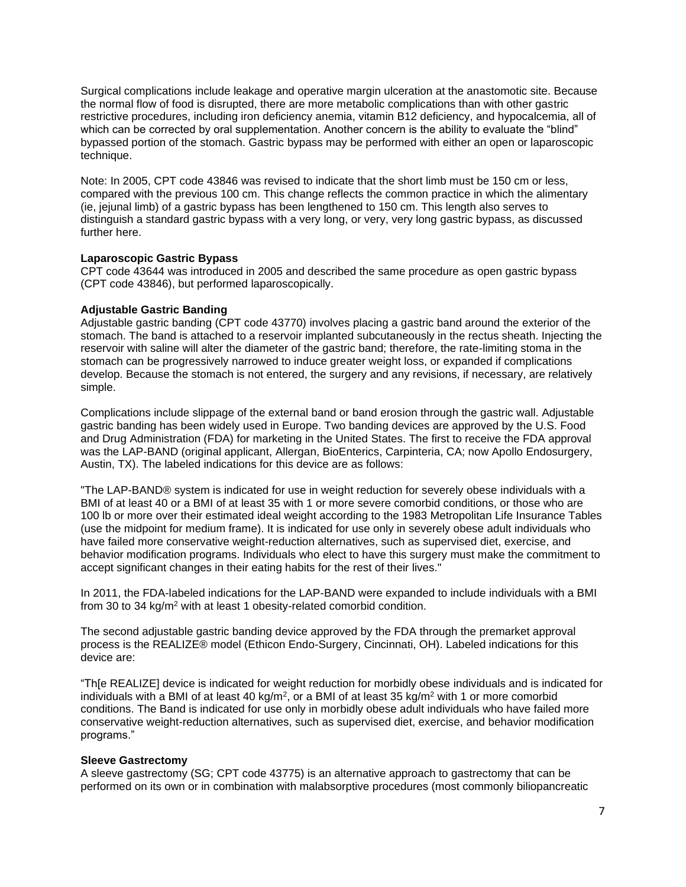Surgical complications include leakage and operative margin ulceration at the anastomotic site. Because the normal flow of food is disrupted, there are more metabolic complications than with other gastric restrictive procedures, including iron deficiency anemia, vitamin B12 deficiency, and hypocalcemia, all of which can be corrected by oral supplementation. Another concern is the ability to evaluate the "blind" bypassed portion of the stomach. Gastric bypass may be performed with either an open or laparoscopic technique.

Note: In 2005, CPT code 43846 was revised to indicate that the short limb must be 150 cm or less, compared with the previous 100 cm. This change reflects the common practice in which the alimentary (ie, jejunal limb) of a gastric bypass has been lengthened to 150 cm. This length also serves to distinguish a standard gastric bypass with a very long, or very, very long gastric bypass, as discussed further here.

**Laparoscopic Gastric Bypass**

CPT code 43644 was introduced in 2005 and described the same procedure as open gastric bypass (CPT code 43846), but performed laparoscopically.

**Adjustable Gastric Banding**

Adjustable gastric banding (CPT code 43770) involves placing a gastric band around the exterior of the stomach. The band is attached to a reservoir implanted subcutaneously in the rectus sheath. Injecting the reservoir with saline will alter the diameter of the gastric band; therefore, the rate-limiting stoma in the stomach can be progressively narrowed to induce greater weight loss, or expanded if complications develop. Because the stomach is not entered, the surgery and any revisions, if necessary, are relatively simple.

Complications include slippage of the external band or band erosion through the gastric wall. Adjustable gastric banding has been widely used in Europe. Two banding devices are approved by the U.S. Food and Drug Administration (FDA) for marketing in the United States. The first to receive the FDA approval was the LAP-BAND (original applicant, Allergan, BioEnterics, Carpinteria, CA; now Apollo Endosurgery, Austin, TX). The labeled indications for this device are as follows:

"The LAP-BAND® system is indicated for use in weight reduction for severely obese individuals with a BMI of at least 40 or a BMI of at least 35 with 1 or more severe comorbid conditions, or those who are 100 lb or more over their estimated ideal weight according to the 1983 Metropolitan Life Insurance Tables (use the midpoint for medium frame). It is indicated for use only in severely obese adult individuals who have failed more conservative weight-reduction alternatives, such as supervised diet, exercise, and behavior modification programs. Individuals who elect to have this surgery must make the commitment to accept significant changes in their eating habits for the rest of their lives."

In 2011, the FDA-labeled indications for the LAP-BAND were expanded to include individuals with a BMI from 30 to 34 kg/m$^2$ with at least 1 obesity-related comorbid condition.

The second adjustable gastric banding device approved by the FDA through the premarket approval process is the REALIZE® model (Ethicon Endo-Surgery, Cincinnati, OH). Labeled indications for this device are:

"Th[e REALIZE] device is indicated for weight reduction for morbidly obese individuals and is indicated for individuals with a BMI of at least 40 kg/m$^2$, or a BMI of at least 35 kg/m$^2$ with 1 or more comorbid conditions. The Band is indicated for use only in morbidly obese adult individuals who have failed more conservative weight-reduction alternatives, such as supervised diet, exercise, and behavior modification programs."

**Sleeve Gastrectomy**

A sleeve gastrectomy (SG; CPT code 43775) is an alternative approach to gastrectomy that can be performed on its own or in combination with malabsorptive procedures (most commonly biliopancreatic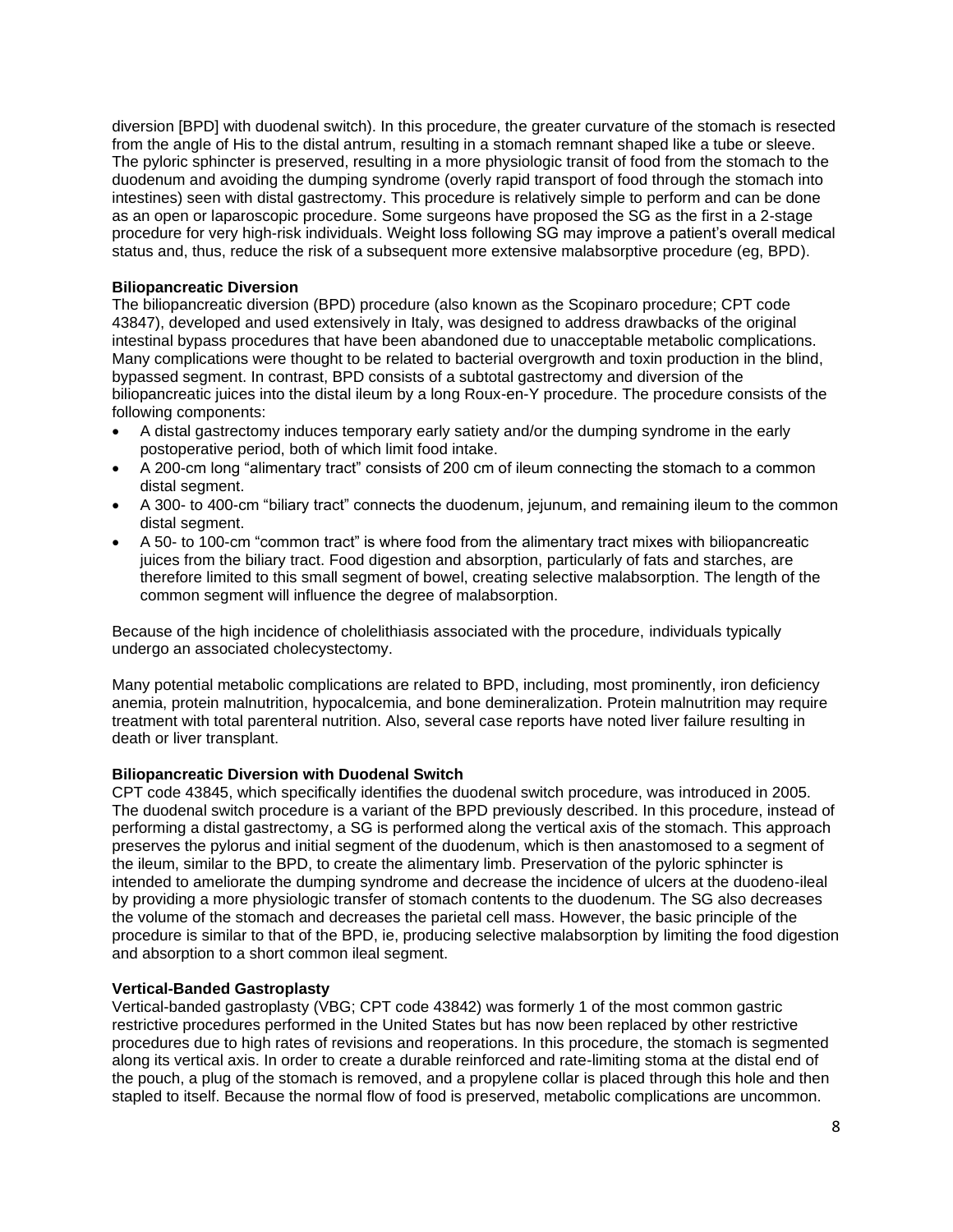diversion [BPD] with duodenal switch). In this procedure, the greater curvature of the stomach is resected from the angle of His to the distal antrum, resulting in a stomach remnant shaped like a tube or sleeve. The pyloric sphincter is preserved, resulting in a more physiologic transit of food from the stomach to the duodenum and avoiding the dumping syndrome (overly rapid transport of food through the stomach into intestines) seen with distal gastrectomy. This procedure is relatively simple to perform and can be done as an open or laparoscopic procedure. Some surgeons have proposed the SG as the first in a 2-stage procedure for very high-risk individuals. Weight loss following SG may improve a patient's overall medical status and, thus, reduce the risk of a subsequent more extensive malabsorptive procedure (eg, BPD).

**Biliopancreatic Diversion**

The biliopancreatic diversion (BPD) procedure (also known as the Scopinaro procedure; CPT code 43847), developed and used extensively in Italy, was designed to address drawbacks of the original intestinal bypass procedures that have been abandoned due to unacceptable metabolic complications. Many complications were thought to be related to bacterial overgrowth and toxin production in the blind, bypassed segment. In contrast, BPD consists of a subtotal gastrectomy and diversion of the biliopancreatic juices into the distal ileum by a long Roux-en-Y procedure. The procedure consists of the following components:

- A distal gastrectomy induces temporary early satiety and/or the dumping syndrome in the early postoperative period, both of which limit food intake.
- A 200-cm long "alimentary tract" consists of 200 cm of ileum connecting the stomach to a common distal segment.
- A 300- to 400-cm "biliary tract" connects the duodenum, jejunum, and remaining ileum to the common distal segment.
- A 50- to 100-cm "common tract" is where food from the alimentary tract mixes with biliopancreatic juices from the biliary tract. Food digestion and absorption, particularly of fats and starches, are therefore limited to this small segment of bowel, creating selective malabsorption. The length of the common segment will influence the degree of malabsorption.

Because of the high incidence of cholelithiasis associated with the procedure, individuals typically undergo an associated cholecystectomy.

Many potential metabolic complications are related to BPD, including, most prominently, iron deficiency anemia, protein malnutrition, hypocalcemia, and bone demineralization. Protein malnutrition may require treatment with total parenteral nutrition. Also, several case reports have noted liver failure resulting in death or liver transplant.

**Biliopancreatic Diversion with Duodenal Switch**

CPT code 43845, which specifically identifies the duodenal switch procedure, was introduced in 2005. The duodenal switch procedure is a variant of the BPD previously described. In this procedure, instead of performing a distal gastrectomy, a SG is performed along the vertical axis of the stomach. This approach preserves the pylorus and initial segment of the duodenum, which is then anastomosed to a segment of the ileum, similar to the BPD, to create the alimentary limb. Preservation of the pyloric sphincter is intended to ameliorate the dumping syndrome and decrease the incidence of ulcers at the duodeno-ileal by providing a more physiologic transfer of stomach contents to the duodenum. The SG also decreases the volume of the stomach and decreases the parietal cell mass. However, the basic principle of the procedure is similar to that of the BPD, ie, producing selective malabsorption by limiting the food digestion and absorption to a short common ileal segment.

**Vertical-Banded Gastroplasty**

Vertical-banded gastroplasty (VBG; CPT code 43842) was formerly 1 of the most common gastric restrictive procedures performed in the United States but has now been replaced by other restrictive procedures due to high rates of revisions and reoperations. In this procedure, the stomach is segmented along its vertical axis. In order to create a durable reinforced and rate-limiting stoma at the distal end of the pouch, a plug of the stomach is removed, and a propylene collar is placed through this hole and then stapled to itself. Because the normal flow of food is preserved, metabolic complications are uncommon.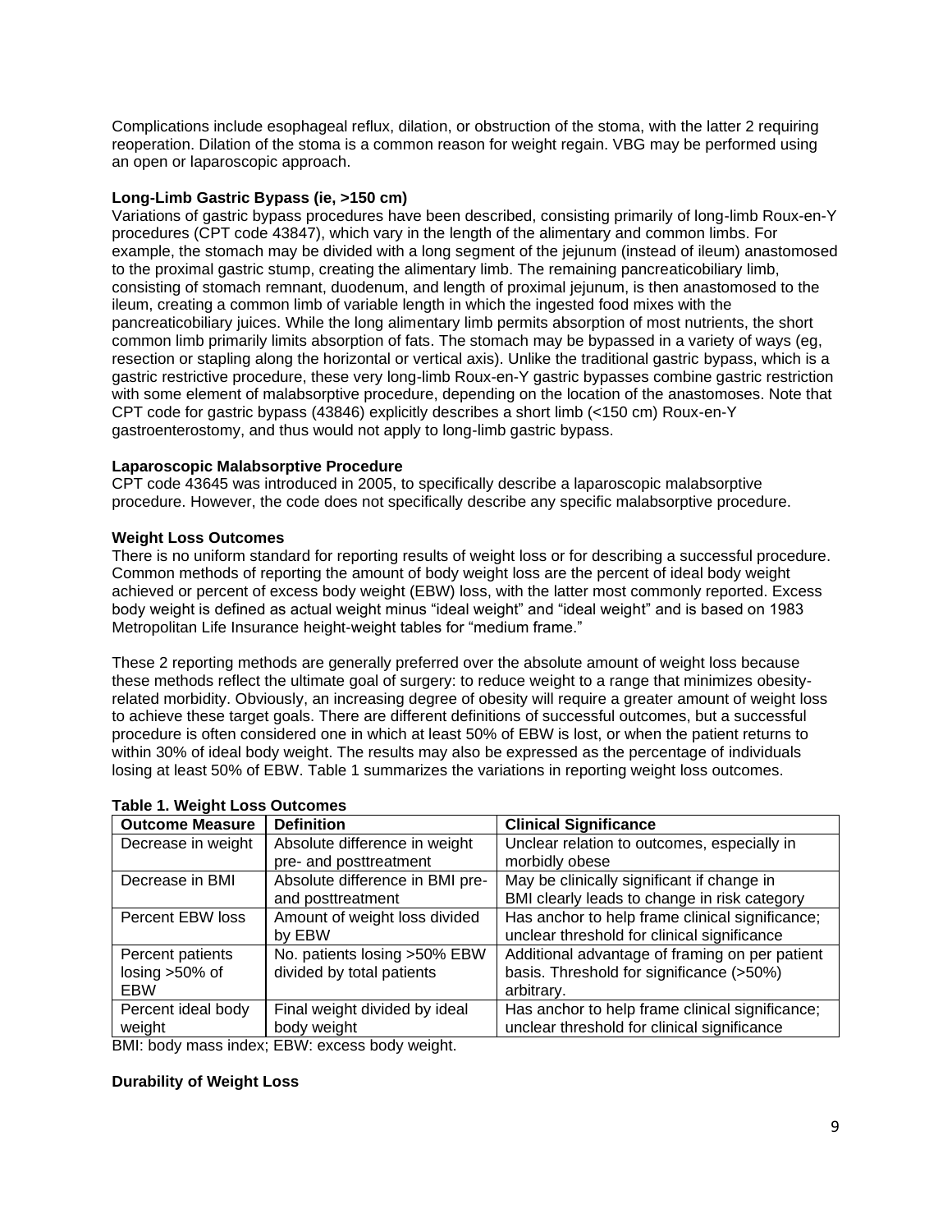Complications include esophageal reflux, dilation, or obstruction of the stoma, with the latter 2 requiring reoperation. Dilation of the stoma is a common reason for weight regain. VBG may be performed using an open or laparoscopic approach.

**Long-Limb Gastric Bypass (ie, >150 cm)**

Variations of gastric bypass procedures have been described, consisting primarily of long-limb Roux-en-Y procedures (CPT code 43847), which vary in the length of the alimentary and common limbs. For example, the stomach may be divided with a long segment of the jejunum (instead of ileum) anastomosed to the proximal gastric stump, creating the alimentary limb. The remaining pancreaticobiliary limb, consisting of stomach remnant, duodenum, and length of proximal jejunum, is then anastomosed to the ileum, creating a common limb of variable length in which the ingested food mixes with the pancreaticobiliary juices. While the long alimentary limb permits absorption of most nutrients, the short common limb primarily limits absorption of fats. The stomach may be bypassed in a variety of ways (eg, resection or stapling along the horizontal or vertical axis). Unlike the traditional gastric bypass, which is a gastric restrictive procedure, these very long-limb Roux-en-Y gastric bypasses combine gastric restriction with some element of malabsorptive procedure, depending on the location of the anastomoses. Note that CPT code for gastric bypass (43846) explicitly describes a short limb (<150 cm) Roux-en-Y gastroenterostomy, and thus would not apply to long-limb gastric bypass.

**Laparoscopic Malabsorptive Procedure**

CPT code 43645 was introduced in 2005, to specifically describe a laparoscopic malabsorptive procedure. However, the code does not specifically describe any specific malabsorptive procedure.

**Weight Loss Outcomes**

There is no uniform standard for reporting results of weight loss or for describing a successful procedure. Common methods of reporting the amount of body weight loss are the percent of ideal body weight achieved or percent of excess body weight (EBW) loss, with the latter most commonly reported. Excess body weight is defined as actual weight minus "ideal weight" and "ideal weight" and is based on 1983 Metropolitan Life Insurance height-weight tables for "medium frame."

These 2 reporting methods are generally preferred over the absolute amount of weight loss because these methods reflect the ultimate goal of surgery: to reduce weight to a range that minimizes obesity-related morbidity. Obviously, an increasing degree of obesity will require a greater amount of weight loss to achieve these target goals. There are different definitions of successful outcomes, but a successful procedure is often considered one in which at least 50% of EBW is lost, or when the patient returns to within 30% of ideal body weight. The results may also be expressed as the percentage of individuals losing at least 50% of EBW. Table 1 summarizes the variations in reporting weight loss outcomes.

**Table 1. Weight Loss Outcomes**

| Outcome Measure | Definition | Clinical Significance |
|---|---|---|
| Decrease in weight | Absolute difference in weight pre- and posttreatment | Unclear relation to outcomes, especially in morbidly obese |
| Decrease in BMI | Absolute difference in BMI pre- and posttreatment | May be clinically significant if change in BMI clearly leads to change in risk category |
| Percent EBW loss | Amount of weight loss divided by EBW | Has anchor to help frame clinical significance; unclear threshold for clinical significance |
| Percent patients losing >50% of EBW | No. patients losing >50% EBW divided by total patients | Additional advantage of framing on per patient basis. Threshold for significance (>50%) arbitrary. |
| Percent ideal body weight | Final weight divided by ideal body weight | Has anchor to help frame clinical significance; unclear threshold for clinical significance |

BMI: body mass index; EBW: excess body weight.

**Durability of Weight Loss**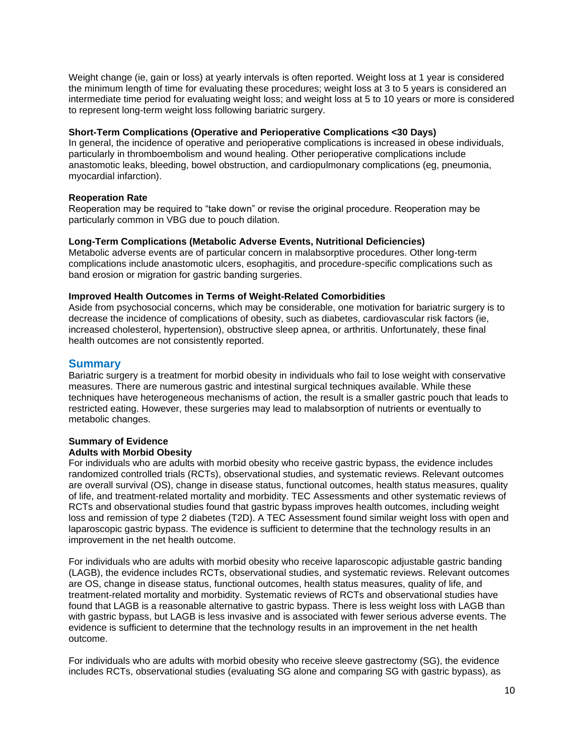Weight change (ie, gain or loss) at yearly intervals is often reported. Weight loss at 1 year is considered the minimum length of time for evaluating these procedures; weight loss at 3 to 5 years is considered an intermediate time period for evaluating weight loss; and weight loss at 5 to 10 years or more is considered to represent long-term weight loss following bariatric surgery.

**Short-Term Complications (Operative and Perioperative Complications <30 Days)**
In general, the incidence of operative and perioperative complications is increased in obese individuals, particularly in thromboembolism and wound healing. Other perioperative complications include anastomotic leaks, bleeding, bowel obstruction, and cardiopulmonary complications (eg, pneumonia, myocardial infarction).

**Reoperation Rate**
Reoperation may be required to "take down" or revise the original procedure. Reoperation may be particularly common in VBG due to pouch dilation.

**Long-Term Complications (Metabolic Adverse Events, Nutritional Deficiencies)**
Metabolic adverse events are of particular concern in malabsorptive procedures. Other long-term complications include anastomotic ulcers, esophagitis, and procedure-specific complications such as band erosion or migration for gastric banding surgeries.

**Improved Health Outcomes in Terms of Weight-Related Comorbidities**
Aside from psychosocial concerns, which may be considerable, one motivation for bariatric surgery is to decrease the incidence of complications of obesity, such as diabetes, cardiovascular risk factors (ie, increased cholesterol, hypertension), obstructive sleep apnea, or arthritis. Unfortunately, these final health outcomes are not consistently reported.

## Summary

Bariatric surgery is a treatment for morbid obesity in individuals who fail to lose weight with conservative measures. There are numerous gastric and intestinal surgical techniques available. While these techniques have heterogeneous mechanisms of action, the result is a smaller gastric pouch that leads to restricted eating. However, these surgeries may lead to malabsorption of nutrients or eventually to metabolic changes.

**Summary of Evidence**
**Adults with Morbid Obesity**
For individuals who are adults with morbid obesity who receive gastric bypass, the evidence includes randomized controlled trials (RCTs), observational studies, and systematic reviews. Relevant outcomes are overall survival (OS), change in disease status, functional outcomes, health status measures, quality of life, and treatment-related mortality and morbidity. TEC Assessments and other systematic reviews of RCTs and observational studies found that gastric bypass improves health outcomes, including weight loss and remission of type 2 diabetes (T2D). A TEC Assessment found similar weight loss with open and laparoscopic gastric bypass. The evidence is sufficient to determine that the technology results in an improvement in the net health outcome.

For individuals who are adults with morbid obesity who receive laparoscopic adjustable gastric banding (LAGB), the evidence includes RCTs, observational studies, and systematic reviews. Relevant outcomes are OS, change in disease status, functional outcomes, health status measures, quality of life, and treatment-related mortality and morbidity. Systematic reviews of RCTs and observational studies have found that LAGB is a reasonable alternative to gastric bypass. There is less weight loss with LAGB than with gastric bypass, but LAGB is less invasive and is associated with fewer serious adverse events. The evidence is sufficient to determine that the technology results in an improvement in the net health outcome.

For individuals who are adults with morbid obesity who receive sleeve gastrectomy (SG), the evidence includes RCTs, observational studies (evaluating SG alone and comparing SG with gastric bypass), as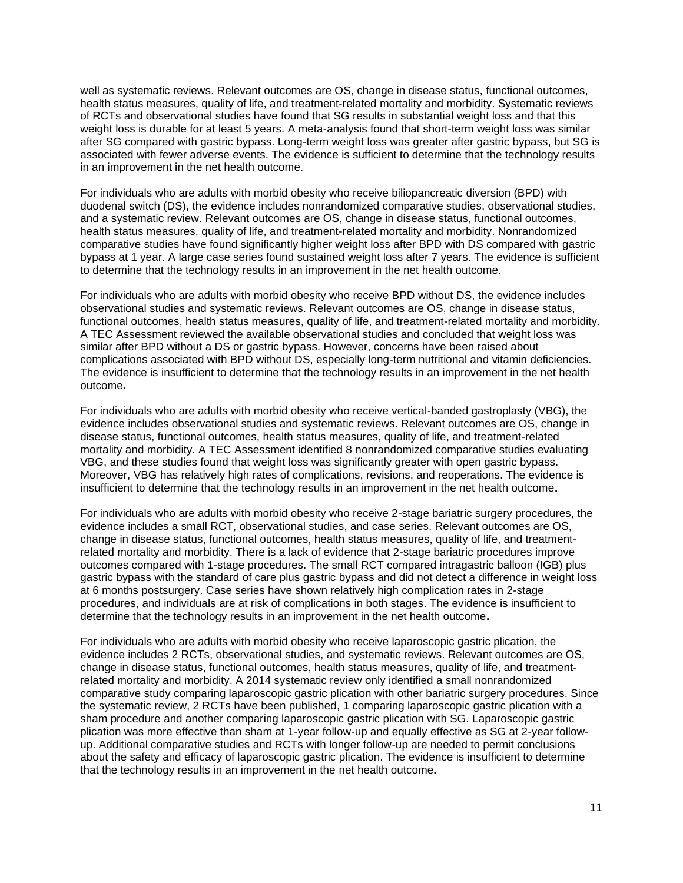well as systematic reviews. Relevant outcomes are OS, change in disease status, functional outcomes, health status measures, quality of life, and treatment-related mortality and morbidity. Systematic reviews of RCTs and observational studies have found that SG results in substantial weight loss and that this weight loss is durable for at least 5 years. A meta-analysis found that short-term weight loss was similar after SG compared with gastric bypass. Long-term weight loss was greater after gastric bypass, but SG is associated with fewer adverse events. The evidence is sufficient to determine that the technology results in an improvement in the net health outcome.

For individuals who are adults with morbid obesity who receive biliopancreatic diversion (BPD) with duodenal switch (DS), the evidence includes nonrandomized comparative studies, observational studies, and a systematic review. Relevant outcomes are OS, change in disease status, functional outcomes, health status measures, quality of life, and treatment-related mortality and morbidity. Nonrandomized comparative studies have found significantly higher weight loss after BPD with DS compared with gastric bypass at 1 year. A large case series found sustained weight loss after 7 years. The evidence is sufficient to determine that the technology results in an improvement in the net health outcome.

For individuals who are adults with morbid obesity who receive BPD without DS, the evidence includes observational studies and systematic reviews. Relevant outcomes are OS, change in disease status, functional outcomes, health status measures, quality of life, and treatment-related mortality and morbidity. A TEC Assessment reviewed the available observational studies and concluded that weight loss was similar after BPD without a DS or gastric bypass. However, concerns have been raised about complications associated with BPD without DS, especially long-term nutritional and vitamin deficiencies. The evidence is insufficient to determine that the technology results in an improvement in the net health outcome.

For individuals who are adults with morbid obesity who receive vertical-banded gastroplasty (VBG), the evidence includes observational studies and systematic reviews. Relevant outcomes are OS, change in disease status, functional outcomes, health status measures, quality of life, and treatment-related mortality and morbidity. A TEC Assessment identified 8 nonrandomized comparative studies evaluating VBG, and these studies found that weight loss was significantly greater with open gastric bypass. Moreover, VBG has relatively high rates of complications, revisions, and reoperations. The evidence is insufficient to determine that the technology results in an improvement in the net health outcome.

For individuals who are adults with morbid obesity who receive 2-stage bariatric surgery procedures, the evidence includes a small RCT, observational studies, and case series. Relevant outcomes are OS, change in disease status, functional outcomes, health status measures, quality of life, and treatment-related mortality and morbidity. There is a lack of evidence that 2-stage bariatric procedures improve outcomes compared with 1-stage procedures. The small RCT compared intragastric balloon (IGB) plus gastric bypass with the standard of care plus gastric bypass and did not detect a difference in weight loss at 6 months postsurgery. Case series have shown relatively high complication rates in 2-stage procedures, and individuals are at risk of complications in both stages. The evidence is insufficient to determine that the technology results in an improvement in the net health outcome.

For individuals who are adults with morbid obesity who receive laparoscopic gastric plication, the evidence includes 2 RCTs, observational studies, and systematic reviews. Relevant outcomes are OS, change in disease status, functional outcomes, health status measures, quality of life, and treatment-related mortality and morbidity. A 2014 systematic review only identified a small nonrandomized comparative study comparing laparoscopic gastric plication with other bariatric surgery procedures. Since the systematic review, 2 RCTs have been published, 1 comparing laparoscopic gastric plication with a sham procedure and another comparing laparoscopic gastric plication with SG. Laparoscopic gastric plication was more effective than sham at 1-year follow-up and equally effective as SG at 2-year follow-up. Additional comparative studies and RCTs with longer follow-up are needed to permit conclusions about the safety and efficacy of laparoscopic gastric plication. The evidence is insufficient to determine that the technology results in an improvement in the net health outcome.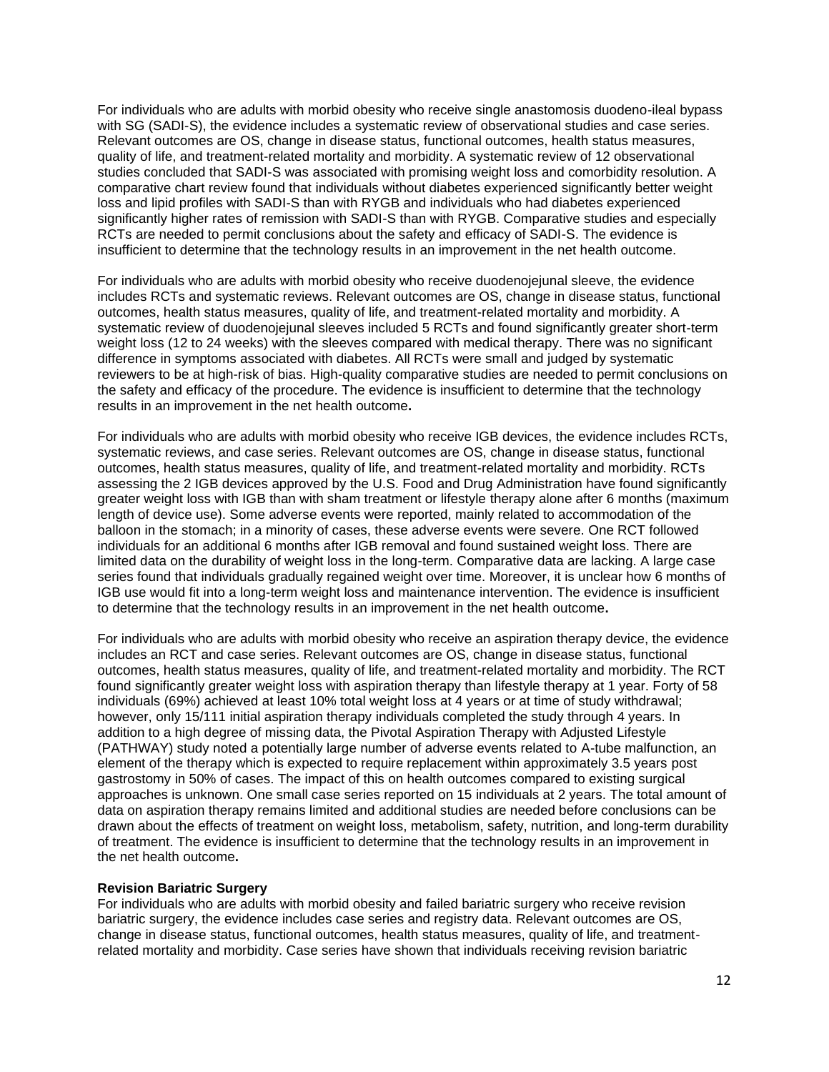For individuals who are adults with morbid obesity who receive single anastomosis duodeno-ileal bypass with SG (SADI-S), the evidence includes a systematic review of observational studies and case series. Relevant outcomes are OS, change in disease status, functional outcomes, health status measures, quality of life, and treatment-related mortality and morbidity. A systematic review of 12 observational studies concluded that SADI-S was associated with promising weight loss and comorbidity resolution. A comparative chart review found that individuals without diabetes experienced significantly better weight loss and lipid profiles with SADI-S than with RYGB and individuals who had diabetes experienced significantly higher rates of remission with SADI-S than with RYGB. Comparative studies and especially RCTs are needed to permit conclusions about the safety and efficacy of SADI-S. The evidence is insufficient to determine that the technology results in an improvement in the net health outcome.

For individuals who are adults with morbid obesity who receive duodenojejunal sleeve, the evidence includes RCTs and systematic reviews. Relevant outcomes are OS, change in disease status, functional outcomes, health status measures, quality of life, and treatment-related mortality and morbidity. A systematic review of duodenojejunal sleeves included 5 RCTs and found significantly greater short-term weight loss (12 to 24 weeks) with the sleeves compared with medical therapy. There was no significant difference in symptoms associated with diabetes. All RCTs were small and judged by systematic reviewers to be at high-risk of bias. High-quality comparative studies are needed to permit conclusions on the safety and efficacy of the procedure. The evidence is insufficient to determine that the technology results in an improvement in the net health outcome**.**

For individuals who are adults with morbid obesity who receive IGB devices, the evidence includes RCTs, systematic reviews, and case series. Relevant outcomes are OS, change in disease status, functional outcomes, health status measures, quality of life, and treatment-related mortality and morbidity. RCTs assessing the 2 IGB devices approved by the U.S. Food and Drug Administration have found significantly greater weight loss with IGB than with sham treatment or lifestyle therapy alone after 6 months (maximum length of device use). Some adverse events were reported, mainly related to accommodation of the balloon in the stomach; in a minority of cases, these adverse events were severe. One RCT followed individuals for an additional 6 months after IGB removal and found sustained weight loss. There are limited data on the durability of weight loss in the long-term. Comparative data are lacking. A large case series found that individuals gradually regained weight over time. Moreover, it is unclear how 6 months of IGB use would fit into a long-term weight loss and maintenance intervention. The evidence is insufficient to determine that the technology results in an improvement in the net health outcome**.**

For individuals who are adults with morbid obesity who receive an aspiration therapy device, the evidence includes an RCT and case series. Relevant outcomes are OS, change in disease status, functional outcomes, health status measures, quality of life, and treatment-related mortality and morbidity. The RCT found significantly greater weight loss with aspiration therapy than lifestyle therapy at 1 year. Forty of 58 individuals (69%) achieved at least 10% total weight loss at 4 years or at time of study withdrawal; however, only 15/111 initial aspiration therapy individuals completed the study through 4 years. In addition to a high degree of missing data, the Pivotal Aspiration Therapy with Adjusted Lifestyle (PATHWAY) study noted a potentially large number of adverse events related to A-tube malfunction, an element of the therapy which is expected to require replacement within approximately 3.5 years post gastrostomy in 50% of cases. The impact of this on health outcomes compared to existing surgical approaches is unknown. One small case series reported on 15 individuals at 2 years. The total amount of data on aspiration therapy remains limited and additional studies are needed before conclusions can be drawn about the effects of treatment on weight loss, metabolism, safety, nutrition, and long-term durability of treatment. The evidence is insufficient to determine that the technology results in an improvement in the net health outcome**.**

**Revision Bariatric Surgery**

For individuals who are adults with morbid obesity and failed bariatric surgery who receive revision bariatric surgery, the evidence includes case series and registry data. Relevant outcomes are OS, change in disease status, functional outcomes, health status measures, quality of life, and treatment-related mortality and morbidity. Case series have shown that individuals receiving revision bariatric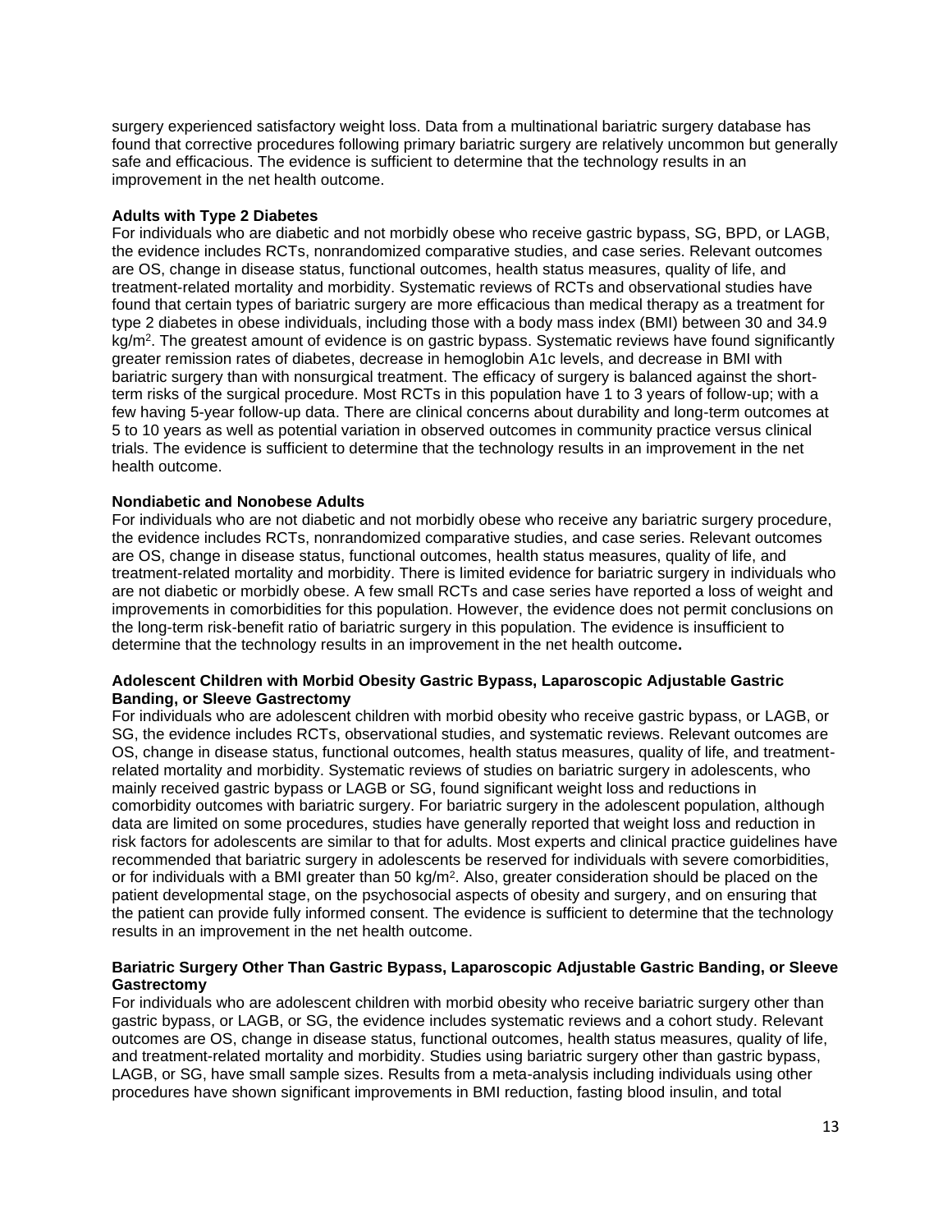surgery experienced satisfactory weight loss. Data from a multinational bariatric surgery database has found that corrective procedures following primary bariatric surgery are relatively uncommon but generally safe and efficacious. The evidence is sufficient to determine that the technology results in an improvement in the net health outcome.

**Adults with Type 2 Diabetes**

For individuals who are diabetic and not morbidly obese who receive gastric bypass, SG, BPD, or LAGB, the evidence includes RCTs, nonrandomized comparative studies, and case series. Relevant outcomes are OS, change in disease status, functional outcomes, health status measures, quality of life, and treatment-related mortality and morbidity. Systematic reviews of RCTs and observational studies have found that certain types of bariatric surgery are more efficacious than medical therapy as a treatment for type 2 diabetes in obese individuals, including those with a body mass index (BMI) between 30 and 34.9 kg/m$^2$. The greatest amount of evidence is on gastric bypass. Systematic reviews have found significantly greater remission rates of diabetes, decrease in hemoglobin A1c levels, and decrease in BMI with bariatric surgery than with nonsurgical treatment. The efficacy of surgery is balanced against the short-term risks of the surgical procedure. Most RCTs in this population have 1 to 3 years of follow-up; with a few having 5-year follow-up data. There are clinical concerns about durability and long-term outcomes at 5 to 10 years as well as potential variation in observed outcomes in community practice versus clinical trials. The evidence is sufficient to determine that the technology results in an improvement in the net health outcome.

**Nondiabetic and Nonobese Adults**

For individuals who are not diabetic and not morbidly obese who receive any bariatric surgery procedure, the evidence includes RCTs, nonrandomized comparative studies, and case series. Relevant outcomes are OS, change in disease status, functional outcomes, health status measures, quality of life, and treatment-related mortality and morbidity. There is limited evidence for bariatric surgery in individuals who are not diabetic or morbidly obese. A few small RCTs and case series have reported a loss of weight and improvements in comorbidities for this population. However, the evidence does not permit conclusions on the long-term risk-benefit ratio of bariatric surgery in this population. The evidence is insufficient to determine that the technology results in an improvement in the net health outcome**.**

**Adolescent Children with Morbid Obesity Gastric Bypass, Laparoscopic Adjustable Gastric Banding, or Sleeve Gastrectomy**

For individuals who are adolescent children with morbid obesity who receive gastric bypass, or LAGB, or SG, the evidence includes RCTs, observational studies, and systematic reviews. Relevant outcomes are OS, change in disease status, functional outcomes, health status measures, quality of life, and treatment-related mortality and morbidity. Systematic reviews of studies on bariatric surgery in adolescents, who mainly received gastric bypass or LAGB or SG, found significant weight loss and reductions in comorbidity outcomes with bariatric surgery. For bariatric surgery in the adolescent population, although data are limited on some procedures, studies have generally reported that weight loss and reduction in risk factors for adolescents are similar to that for adults. Most experts and clinical practice guidelines have recommended that bariatric surgery in adolescents be reserved for individuals with severe comorbidities, or for individuals with a BMI greater than 50 kg/m$^2$. Also, greater consideration should be placed on the patient developmental stage, on the psychosocial aspects of obesity and surgery, and on ensuring that the patient can provide fully informed consent. The evidence is sufficient to determine that the technology results in an improvement in the net health outcome.

**Bariatric Surgery Other Than Gastric Bypass, Laparoscopic Adjustable Gastric Banding, or Sleeve Gastrectomy**

For individuals who are adolescent children with morbid obesity who receive bariatric surgery other than gastric bypass, or LAGB, or SG, the evidence includes systematic reviews and a cohort study. Relevant outcomes are OS, change in disease status, functional outcomes, health status measures, quality of life, and treatment-related mortality and morbidity. Studies using bariatric surgery other than gastric bypass, LAGB, or SG, have small sample sizes. Results from a meta-analysis including individuals using other procedures have shown significant improvements in BMI reduction, fasting blood insulin, and total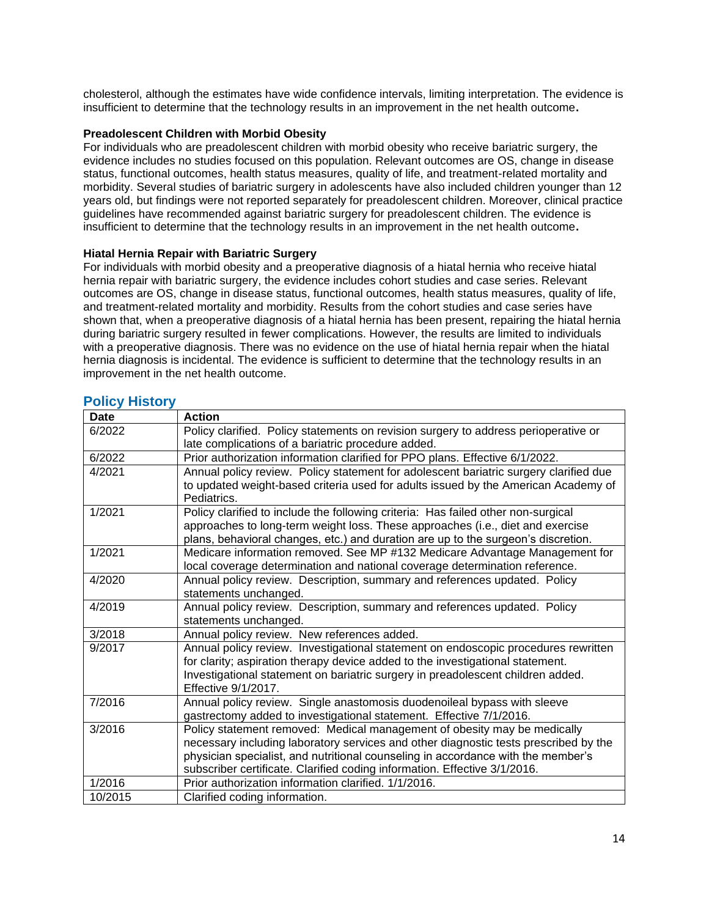cholesterol, although the estimates have wide confidence intervals, limiting interpretation. The evidence is insufficient to determine that the technology results in an improvement in the net health outcome**.**

**Preadolescent Children with Morbid Obesity**

For individuals who are preadolescent children with morbid obesity who receive bariatric surgery, the evidence includes no studies focused on this population. Relevant outcomes are OS, change in disease status, functional outcomes, health status measures, quality of life, and treatment-related mortality and morbidity. Several studies of bariatric surgery in adolescents have also included children younger than 12 years old, but findings were not reported separately for preadolescent children. Moreover, clinical practice guidelines have recommended against bariatric surgery for preadolescent children. The evidence is insufficient to determine that the technology results in an improvement in the net health outcome**.**

**Hiatal Hernia Repair with Bariatric Surgery**

For individuals with morbid obesity and a preoperative diagnosis of a hiatal hernia who receive hiatal hernia repair with bariatric surgery, the evidence includes cohort studies and case series. Relevant outcomes are OS, change in disease status, functional outcomes, health status measures, quality of life, and treatment-related mortality and morbidity. Results from the cohort studies and case series have shown that, when a preoperative diagnosis of a hiatal hernia has been present, repairing the hiatal hernia during bariatric surgery resulted in fewer complications. However, the results are limited to individuals with a preoperative diagnosis. There was no evidence on the use of hiatal hernia repair when the hiatal hernia diagnosis is incidental. The evidence is sufficient to determine that the technology results in an improvement in the net health outcome.

## Policy History

| Date | Action |
|---|---|
| 6/2022 | Policy clarified. Policy statements on revision surgery to address perioperative or late complications of a bariatric procedure added. |
| 6/2022 | Prior authorization information clarified for PPO plans. Effective 6/1/2022. |
| 4/2021 | Annual policy review. Policy statement for adolescent bariatric surgery clarified due to updated weight-based criteria used for adults issued by the American Academy of Pediatrics. |
| 1/2021 | Policy clarified to include the following criteria: Has failed other non-surgical approaches to long-term weight loss. These approaches (i.e., diet and exercise plans, behavioral changes, etc.) and duration are up to the surgeon's discretion. |
| 1/2021 | Medicare information removed. See MP #132 Medicare Advantage Management for local coverage determination and national coverage determination reference. |
| 4/2020 | Annual policy review. Description, summary and references updated. Policy statements unchanged. |
| 4/2019 | Annual policy review. Description, summary and references updated. Policy statements unchanged. |
| 3/2018 | Annual policy review. New references added. |
| 9/2017 | Annual policy review. Investigational statement on endoscopic procedures rewritten for clarity; aspiration therapy device added to the investigational statement. Investigational statement on bariatric surgery in preadolescent children added. Effective 9/1/2017. |
| 7/2016 | Annual policy review. Single anastomosis duodenoileal bypass with sleeve gastrectomy added to investigational statement. Effective 7/1/2016. |
| 3/2016 | Policy statement removed: Medical management of obesity may be medically necessary including laboratory services and other diagnostic tests prescribed by the physician specialist, and nutritional counseling in accordance with the member's subscriber certificate. Clarified coding information. Effective 3/1/2016. |
| 1/2016 | Prior authorization information clarified. 1/1/2016. |
| 10/2015 | Clarified coding information. |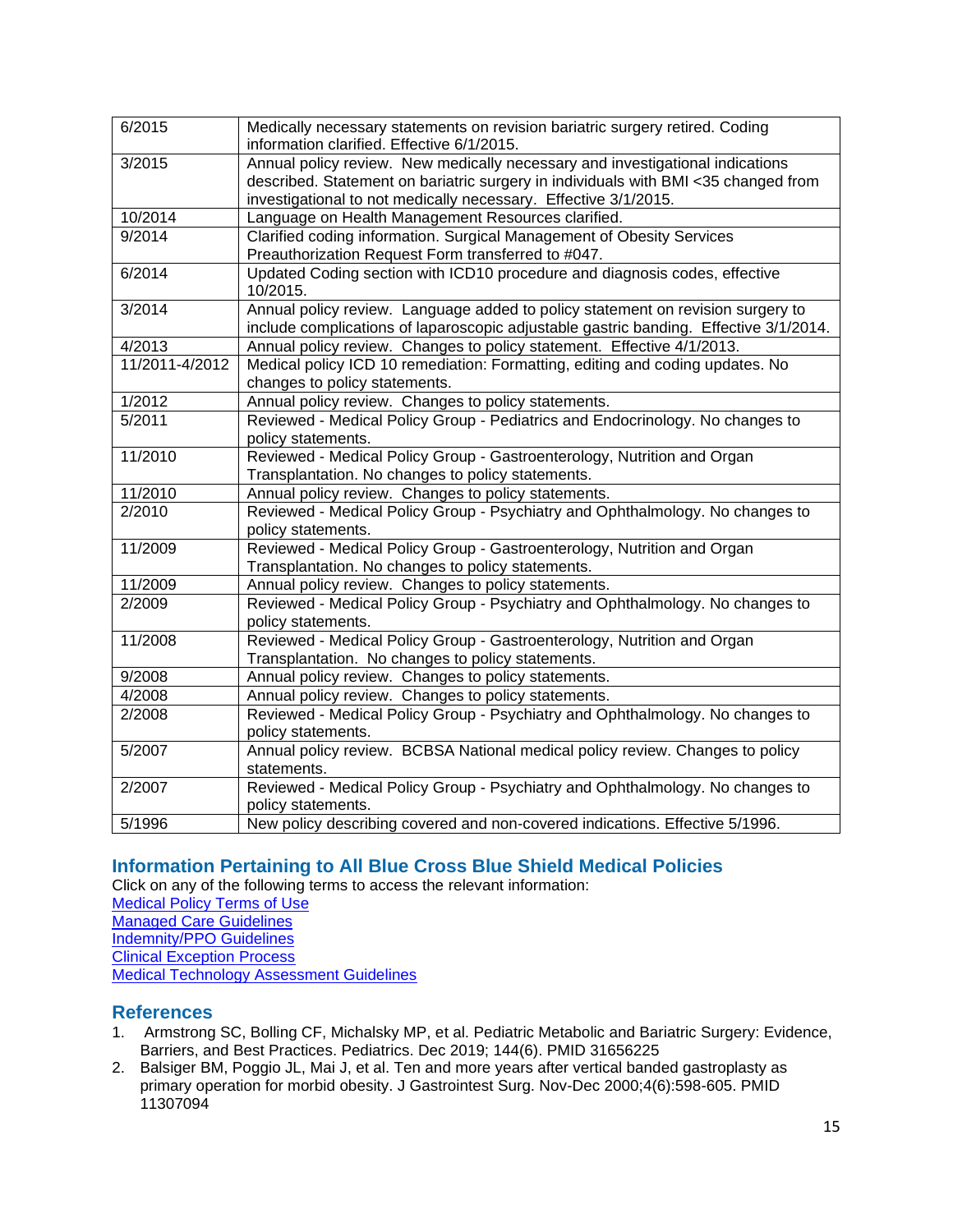| | |
|---|---|
| 6/2015 | Medically necessary statements on revision bariatric surgery retired. Coding information clarified. Effective 6/1/2015. |
| 3/2015 | Annual policy review. New medically necessary and investigational indications described. Statement on bariatric surgery in individuals with BMI <35 changed from investigational to not medically necessary. Effective 3/1/2015. |
| 10/2014 | Language on Health Management Resources clarified. |
| 9/2014 | Clarified coding information. Surgical Management of Obesity Services Preauthorization Request Form transferred to #047. |
| 6/2014 | Updated Coding section with ICD10 procedure and diagnosis codes, effective 10/2015. |
| 3/2014 | Annual policy review. Language added to policy statement on revision surgery to include complications of laparoscopic adjustable gastric banding. Effective 3/1/2014. |
| 4/2013 | Annual policy review. Changes to policy statement. Effective 4/1/2013. |
| 11/2011-4/2012 | Medical policy ICD 10 remediation: Formatting, editing and coding updates. No changes to policy statements. |
| 1/2012 | Annual policy review. Changes to policy statements. |
| 5/2011 | Reviewed - Medical Policy Group - Pediatrics and Endocrinology. No changes to policy statements. |
| 11/2010 | Reviewed - Medical Policy Group - Gastroenterology, Nutrition and Organ Transplantation. No changes to policy statements. |
| 11/2010 | Annual policy review. Changes to policy statements. |
| 2/2010 | Reviewed - Medical Policy Group - Psychiatry and Ophthalmology. No changes to policy statements. |
| 11/2009 | Reviewed - Medical Policy Group - Gastroenterology, Nutrition and Organ Transplantation. No changes to policy statements. |
| 11/2009 | Annual policy review. Changes to policy statements. |
| 2/2009 | Reviewed - Medical Policy Group - Psychiatry and Ophthalmology. No changes to policy statements. |
| 11/2008 | Reviewed - Medical Policy Group - Gastroenterology, Nutrition and Organ Transplantation. No changes to policy statements. |
| 9/2008 | Annual policy review. Changes to policy statements. |
| 4/2008 | Annual policy review. Changes to policy statements. |
| 2/2008 | Reviewed - Medical Policy Group - Psychiatry and Ophthalmology. No changes to policy statements. |
| 5/2007 | Annual policy review. BCBSA National medical policy review. Changes to policy statements. |
| 2/2007 | Reviewed - Medical Policy Group - Psychiatry and Ophthalmology. No changes to policy statements. |
| 5/1996 | New policy describing covered and non-covered indications. Effective 5/1996. |

## Information Pertaining to All Blue Cross Blue Shield Medical Policies

Click on any of the following terms to access the relevant information:

Medical Policy Terms of Use
Managed Care Guidelines
Indemnity/PPO Guidelines
Clinical Exception Process
Medical Technology Assessment Guidelines

## References

1. Armstrong SC, Bolling CF, Michalsky MP, et al. Pediatric Metabolic and Bariatric Surgery: Evidence, Barriers, and Best Practices. Pediatrics. Dec 2019; 144(6). PMID 31656225
2. Balsiger BM, Poggio JL, Mai J, et al. Ten and more years after vertical banded gastroplasty as primary operation for morbid obesity. J Gastrointest Surg. Nov-Dec 2000;4(6):598-605. PMID 11307094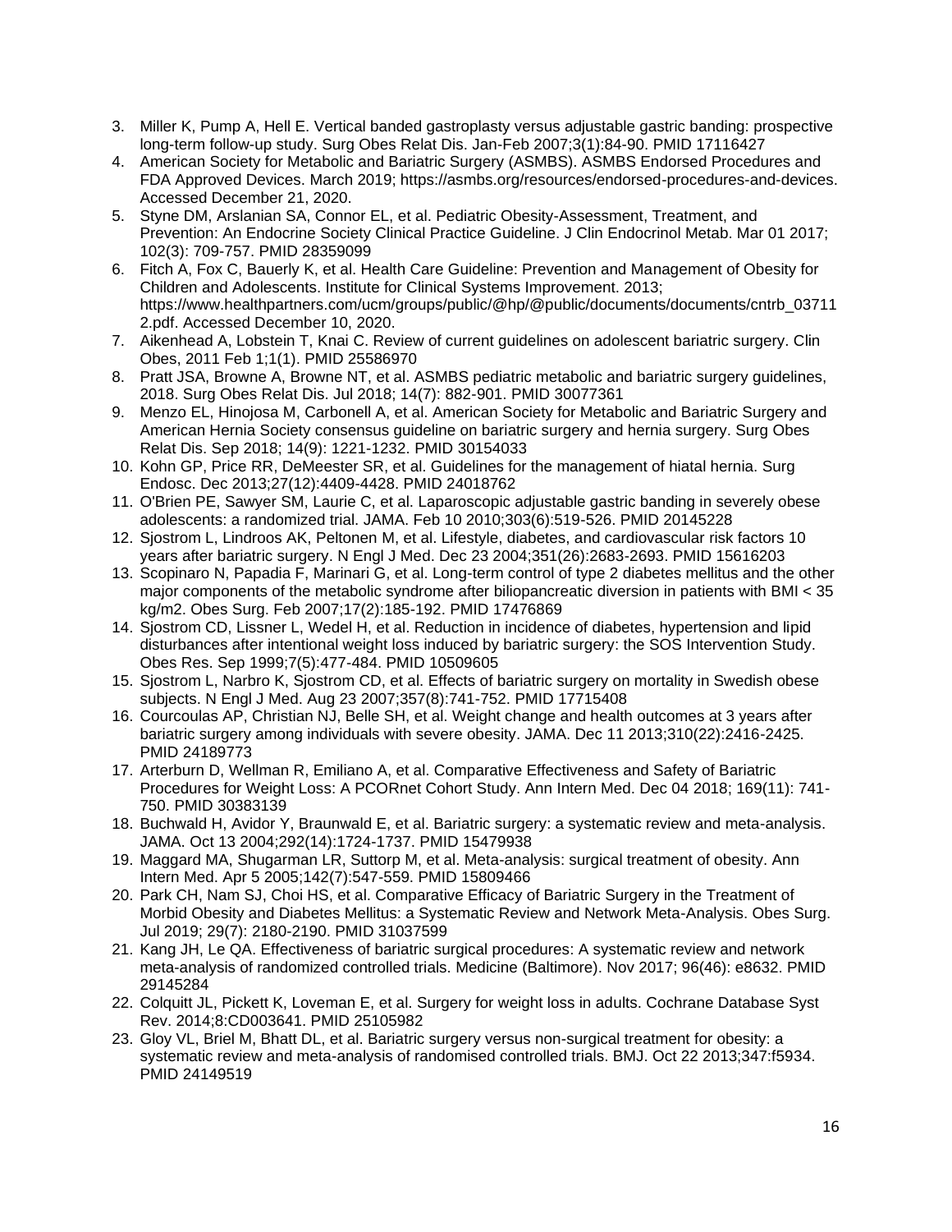3. Miller K, Pump A, Hell E. Vertical banded gastroplasty versus adjustable gastric banding: prospective long-term follow-up study. Surg Obes Relat Dis. Jan-Feb 2007;3(1):84-90. PMID 17116427
4. American Society for Metabolic and Bariatric Surgery (ASMBS). ASMBS Endorsed Procedures and FDA Approved Devices. March 2019; https://asmbs.org/resources/endorsed-procedures-and-devices. Accessed December 21, 2020.
5. Styne DM, Arslanian SA, Connor EL, et al. Pediatric Obesity-Assessment, Treatment, and Prevention: An Endocrine Society Clinical Practice Guideline. J Clin Endocrinol Metab. Mar 01 2017; 102(3): 709-757. PMID 28359099
6. Fitch A, Fox C, Bauerly K, et al. Health Care Guideline: Prevention and Management of Obesity for Children and Adolescents. Institute for Clinical Systems Improvement. 2013; https://www.healthpartners.com/ucm/groups/public/@hp/@public/documents/documents/cntrb_037112.pdf. Accessed December 10, 2020.
7. Aikenhead A, Lobstein T, Knai C. Review of current guidelines on adolescent bariatric surgery. Clin Obes, 2011 Feb 1;1(1). PMID 25586970
8. Pratt JSA, Browne A, Browne NT, et al. ASMBS pediatric metabolic and bariatric surgery guidelines, 2018. Surg Obes Relat Dis. Jul 2018; 14(7): 882-901. PMID 30077361
9. Menzo EL, Hinojosa M, Carbonell A, et al. American Society for Metabolic and Bariatric Surgery and American Hernia Society consensus guideline on bariatric surgery and hernia surgery. Surg Obes Relat Dis. Sep 2018; 14(9): 1221-1232. PMID 30154033
10. Kohn GP, Price RR, DeMeester SR, et al. Guidelines for the management of hiatal hernia. Surg Endosc. Dec 2013;27(12):4409-4428. PMID 24018762
11. O'Brien PE, Sawyer SM, Laurie C, et al. Laparoscopic adjustable gastric banding in severely obese adolescents: a randomized trial. JAMA. Feb 10 2010;303(6):519-526. PMID 20145228
12. Sjostrom L, Lindroos AK, Peltonen M, et al. Lifestyle, diabetes, and cardiovascular risk factors 10 years after bariatric surgery. N Engl J Med. Dec 23 2004;351(26):2683-2693. PMID 15616203
13. Scopinaro N, Papadia F, Marinari G, et al. Long-term control of type 2 diabetes mellitus and the other major components of the metabolic syndrome after biliopancreatic diversion in patients with BMI < 35 kg/m2. Obes Surg. Feb 2007;17(2):185-192. PMID 17476869
14. Sjostrom CD, Lissner L, Wedel H, et al. Reduction in incidence of diabetes, hypertension and lipid disturbances after intentional weight loss induced by bariatric surgery: the SOS Intervention Study. Obes Res. Sep 1999;7(5):477-484. PMID 10509605
15. Sjostrom L, Narbro K, Sjostrom CD, et al. Effects of bariatric surgery on mortality in Swedish obese subjects. N Engl J Med. Aug 23 2007;357(8):741-752. PMID 17715408
16. Courcoulas AP, Christian NJ, Belle SH, et al. Weight change and health outcomes at 3 years after bariatric surgery among individuals with severe obesity. JAMA. Dec 11 2013;310(22):2416-2425. PMID 24189773
17. Arterburn D, Wellman R, Emiliano A, et al. Comparative Effectiveness and Safety of Bariatric Procedures for Weight Loss: A PCORnet Cohort Study. Ann Intern Med. Dec 04 2018; 169(11): 741-750. PMID 30383139
18. Buchwald H, Avidor Y, Braunwald E, et al. Bariatric surgery: a systematic review and meta-analysis. JAMA. Oct 13 2004;292(14):1724-1737. PMID 15479938
19. Maggard MA, Shugarman LR, Suttorp M, et al. Meta-analysis: surgical treatment of obesity. Ann Intern Med. Apr 5 2005;142(7):547-559. PMID 15809466
20. Park CH, Nam SJ, Choi HS, et al. Comparative Efficacy of Bariatric Surgery in the Treatment of Morbid Obesity and Diabetes Mellitus: a Systematic Review and Network Meta-Analysis. Obes Surg. Jul 2019; 29(7): 2180-2190. PMID 31037599
21. Kang JH, Le QA. Effectiveness of bariatric surgical procedures: A systematic review and network meta-analysis of randomized controlled trials. Medicine (Baltimore). Nov 2017; 96(46): e8632. PMID 29145284
22. Colquitt JL, Pickett K, Loveman E, et al. Surgery for weight loss in adults. Cochrane Database Syst Rev. 2014;8:CD003641. PMID 25105982
23. Gloy VL, Briel M, Bhatt DL, et al. Bariatric surgery versus non-surgical treatment for obesity: a systematic review and meta-analysis of randomised controlled trials. BMJ. Oct 22 2013;347:f5934. PMID 24149519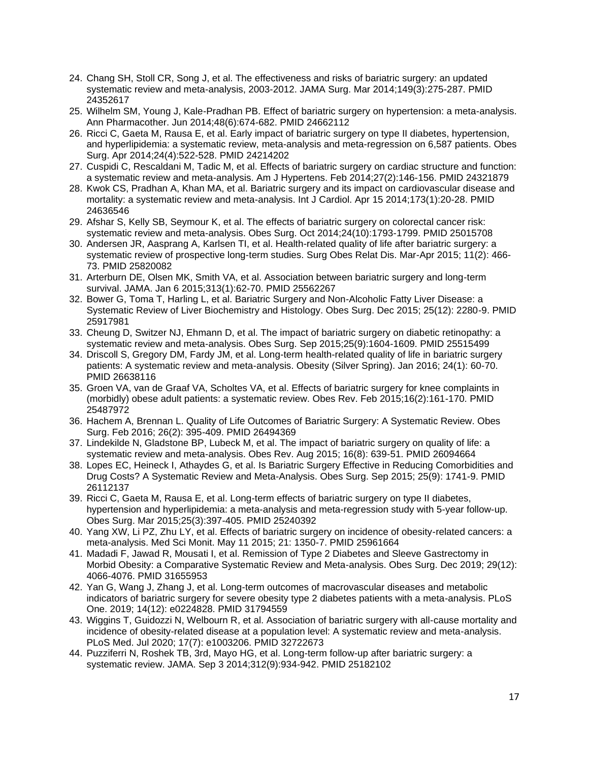24. Chang SH, Stoll CR, Song J, et al. The effectiveness and risks of bariatric surgery: an updated systematic review and meta-analysis, 2003-2012. JAMA Surg. Mar 2014;149(3):275-287. PMID 24352617
25. Wilhelm SM, Young J, Kale-Pradhan PB. Effect of bariatric surgery on hypertension: a meta-analysis. Ann Pharmacother. Jun 2014;48(6):674-682. PMID 24662112
26. Ricci C, Gaeta M, Rausa E, et al. Early impact of bariatric surgery on type II diabetes, hypertension, and hyperlipidemia: a systematic review, meta-analysis and meta-regression on 6,587 patients. Obes Surg. Apr 2014;24(4):522-528. PMID 24214202
27. Cuspidi C, Rescaldani M, Tadic M, et al. Effects of bariatric surgery on cardiac structure and function: a systematic review and meta-analysis. Am J Hypertens. Feb 2014;27(2):146-156. PMID 24321879
28. Kwok CS, Pradhan A, Khan MA, et al. Bariatric surgery and its impact on cardiovascular disease and mortality: a systematic review and meta-analysis. Int J Cardiol. Apr 15 2014;173(1):20-28. PMID 24636546
29. Afshar S, Kelly SB, Seymour K, et al. The effects of bariatric surgery on colorectal cancer risk: systematic review and meta-analysis. Obes Surg. Oct 2014;24(10):1793-1799. PMID 25015708
30. Andersen JR, Aasprang A, Karlsen TI, et al. Health-related quality of life after bariatric surgery: a systematic review of prospective long-term studies. Surg Obes Relat Dis. Mar-Apr 2015; 11(2): 466-73. PMID 25820082
31. Arterburn DE, Olsen MK, Smith VA, et al. Association between bariatric surgery and long-term survival. JAMA. Jan 6 2015;313(1):62-70. PMID 25562267
32. Bower G, Toma T, Harling L, et al. Bariatric Surgery and Non-Alcoholic Fatty Liver Disease: a Systematic Review of Liver Biochemistry and Histology. Obes Surg. Dec 2015; 25(12): 2280-9. PMID 25917981
33. Cheung D, Switzer NJ, Ehmann D, et al. The impact of bariatric surgery on diabetic retinopathy: a systematic review and meta-analysis. Obes Surg. Sep 2015;25(9):1604-1609. PMID 25515499
34. Driscoll S, Gregory DM, Fardy JM, et al. Long-term health-related quality of life in bariatric surgery patients: A systematic review and meta-analysis. Obesity (Silver Spring). Jan 2016; 24(1): 60-70. PMID 26638116
35. Groen VA, van de Graaf VA, Scholtes VA, et al. Effects of bariatric surgery for knee complaints in (morbidly) obese adult patients: a systematic review. Obes Rev. Feb 2015;16(2):161-170. PMID 25487972
36. Hachem A, Brennan L. Quality of Life Outcomes of Bariatric Surgery: A Systematic Review. Obes Surg. Feb 2016; 26(2): 395-409. PMID 26494369
37. Lindekilde N, Gladstone BP, Lubeck M, et al. The impact of bariatric surgery on quality of life: a systematic review and meta-analysis. Obes Rev. Aug 2015; 16(8): 639-51. PMID 26094664
38. Lopes EC, Heineck I, Athaydes G, et al. Is Bariatric Surgery Effective in Reducing Comorbidities and Drug Costs? A Systematic Review and Meta-Analysis. Obes Surg. Sep 2015; 25(9): 1741-9. PMID 26112137
39. Ricci C, Gaeta M, Rausa E, et al. Long-term effects of bariatric surgery on type II diabetes, hypertension and hyperlipidemia: a meta-analysis and meta-regression study with 5-year follow-up. Obes Surg. Mar 2015;25(3):397-405. PMID 25240392
40. Yang XW, Li PZ, Zhu LY, et al. Effects of bariatric surgery on incidence of obesity-related cancers: a meta-analysis. Med Sci Monit. May 11 2015; 21: 1350-7. PMID 25961664
41. Madadi F, Jawad R, Mousati I, et al. Remission of Type 2 Diabetes and Sleeve Gastrectomy in Morbid Obesity: a Comparative Systematic Review and Meta-analysis. Obes Surg. Dec 2019; 29(12): 4066-4076. PMID 31655953
42. Yan G, Wang J, Zhang J, et al. Long-term outcomes of macrovascular diseases and metabolic indicators of bariatric surgery for severe obesity type 2 diabetes patients with a meta-analysis. PLoS One. 2019; 14(12): e0224828. PMID 31794559
43. Wiggins T, Guidozzi N, Welbourn R, et al. Association of bariatric surgery with all-cause mortality and incidence of obesity-related disease at a population level: A systematic review and meta-analysis. PLoS Med. Jul 2020; 17(7): e1003206. PMID 32722673
44. Puzziferri N, Roshek TB, 3rd, Mayo HG, et al. Long-term follow-up after bariatric surgery: a systematic review. JAMA. Sep 3 2014;312(9):934-942. PMID 25182102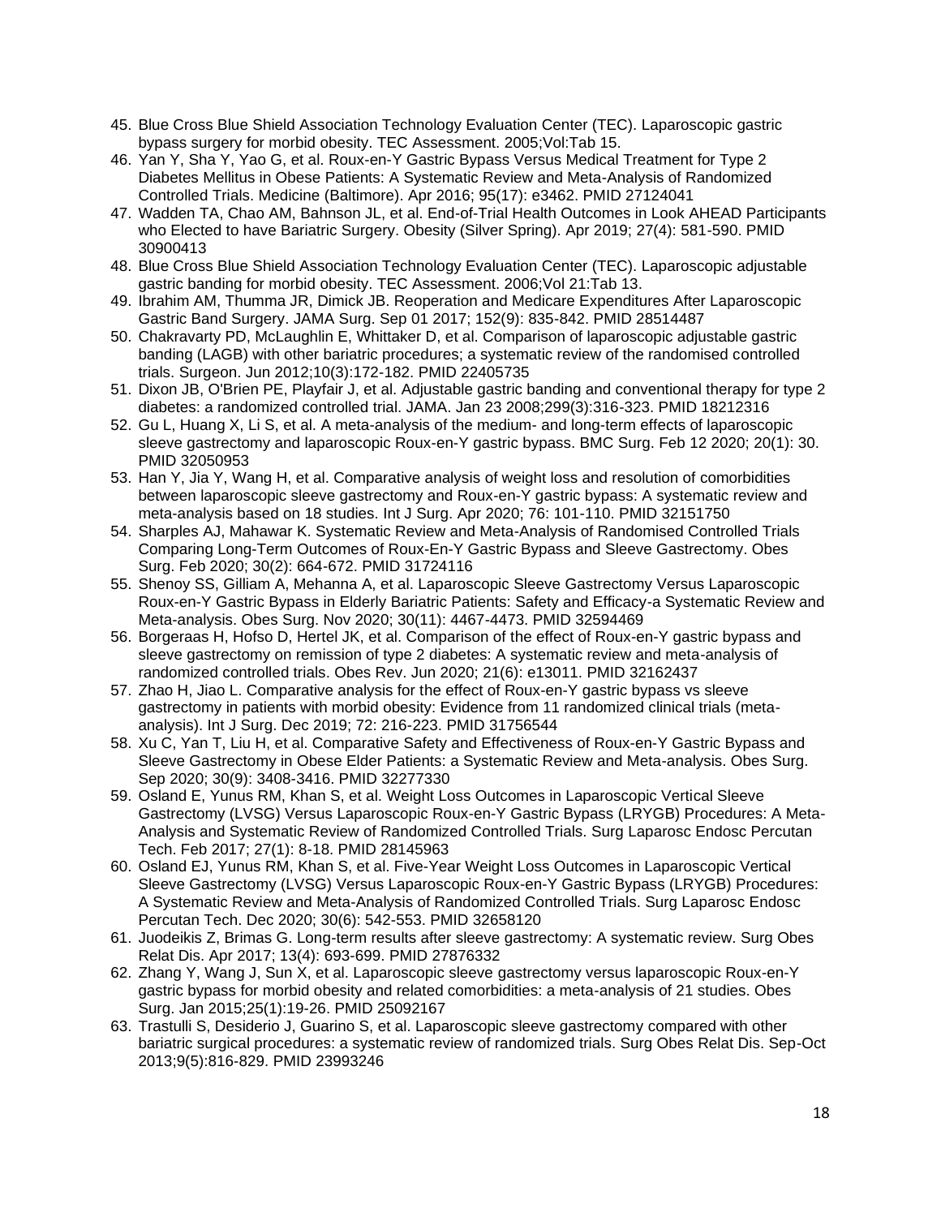45. Blue Cross Blue Shield Association Technology Evaluation Center (TEC). Laparoscopic gastric bypass surgery for morbid obesity. TEC Assessment. 2005;Vol:Tab 15.
46. Yan Y, Sha Y, Yao G, et al. Roux-en-Y Gastric Bypass Versus Medical Treatment for Type 2 Diabetes Mellitus in Obese Patients: A Systematic Review and Meta-Analysis of Randomized Controlled Trials. Medicine (Baltimore). Apr 2016; 95(17): e3462. PMID 27124041
47. Wadden TA, Chao AM, Bahnson JL, et al. End-of-Trial Health Outcomes in Look AHEAD Participants who Elected to have Bariatric Surgery. Obesity (Silver Spring). Apr 2019; 27(4): 581-590. PMID 30900413
48. Blue Cross Blue Shield Association Technology Evaluation Center (TEC). Laparoscopic adjustable gastric banding for morbid obesity. TEC Assessment. 2006;Vol 21:Tab 13.
49. Ibrahim AM, Thumma JR, Dimick JB. Reoperation and Medicare Expenditures After Laparoscopic Gastric Band Surgery. JAMA Surg. Sep 01 2017; 152(9): 835-842. PMID 28514487
50. Chakravarty PD, McLaughlin E, Whittaker D, et al. Comparison of laparoscopic adjustable gastric banding (LAGB) with other bariatric procedures; a systematic review of the randomised controlled trials. Surgeon. Jun 2012;10(3):172-182. PMID 22405735
51. Dixon JB, O'Brien PE, Playfair J, et al. Adjustable gastric banding and conventional therapy for type 2 diabetes: a randomized controlled trial. JAMA. Jan 23 2008;299(3):316-323. PMID 18212316
52. Gu L, Huang X, Li S, et al. A meta-analysis of the medium- and long-term effects of laparoscopic sleeve gastrectomy and laparoscopic Roux-en-Y gastric bypass. BMC Surg. Feb 12 2020; 20(1): 30. PMID 32050953
53. Han Y, Jia Y, Wang H, et al. Comparative analysis of weight loss and resolution of comorbidities between laparoscopic sleeve gastrectomy and Roux-en-Y gastric bypass: A systematic review and meta-analysis based on 18 studies. Int J Surg. Apr 2020; 76: 101-110. PMID 32151750
54. Sharples AJ, Mahawar K. Systematic Review and Meta-Analysis of Randomised Controlled Trials Comparing Long-Term Outcomes of Roux-En-Y Gastric Bypass and Sleeve Gastrectomy. Obes Surg. Feb 2020; 30(2): 664-672. PMID 31724116
55. Shenoy SS, Gilliam A, Mehanna A, et al. Laparoscopic Sleeve Gastrectomy Versus Laparoscopic Roux-en-Y Gastric Bypass in Elderly Bariatric Patients: Safety and Efficacy-a Systematic Review and Meta-analysis. Obes Surg. Nov 2020; 30(11): 4467-4473. PMID 32594469
56. Borgeraas H, Hofso D, Hertel JK, et al. Comparison of the effect of Roux-en-Y gastric bypass and sleeve gastrectomy on remission of type 2 diabetes: A systematic review and meta-analysis of randomized controlled trials. Obes Rev. Jun 2020; 21(6): e13011. PMID 32162437
57. Zhao H, Jiao L. Comparative analysis for the effect of Roux-en-Y gastric bypass vs sleeve gastrectomy in patients with morbid obesity: Evidence from 11 randomized clinical trials (meta-analysis). Int J Surg. Dec 2019; 72: 216-223. PMID 31756544
58. Xu C, Yan T, Liu H, et al. Comparative Safety and Effectiveness of Roux-en-Y Gastric Bypass and Sleeve Gastrectomy in Obese Elder Patients: a Systematic Review and Meta-analysis. Obes Surg. Sep 2020; 30(9): 3408-3416. PMID 32277330
59. Osland E, Yunus RM, Khan S, et al. Weight Loss Outcomes in Laparoscopic Vertical Sleeve Gastrectomy (LVSG) Versus Laparoscopic Roux-en-Y Gastric Bypass (LRYGB) Procedures: A Meta-Analysis and Systematic Review of Randomized Controlled Trials. Surg Laparosc Endosc Percutan Tech. Feb 2017; 27(1): 8-18. PMID 28145963
60. Osland EJ, Yunus RM, Khan S, et al. Five-Year Weight Loss Outcomes in Laparoscopic Vertical Sleeve Gastrectomy (LVSG) Versus Laparoscopic Roux-en-Y Gastric Bypass (LRYGB) Procedures: A Systematic Review and Meta-Analysis of Randomized Controlled Trials. Surg Laparosc Endosc Percutan Tech. Dec 2020; 30(6): 542-553. PMID 32658120
61. Juodeikis Z, Brimas G. Long-term results after sleeve gastrectomy: A systematic review. Surg Obes Relat Dis. Apr 2017; 13(4): 693-699. PMID 27876332
62. Zhang Y, Wang J, Sun X, et al. Laparoscopic sleeve gastrectomy versus laparoscopic Roux-en-Y gastric bypass for morbid obesity and related comorbidities: a meta-analysis of 21 studies. Obes Surg. Jan 2015;25(1):19-26. PMID 25092167
63. Trastulli S, Desiderio J, Guarino S, et al. Laparoscopic sleeve gastrectomy compared with other bariatric surgical procedures: a systematic review of randomized trials. Surg Obes Relat Dis. Sep-Oct 2013;9(5):816-829. PMID 23993246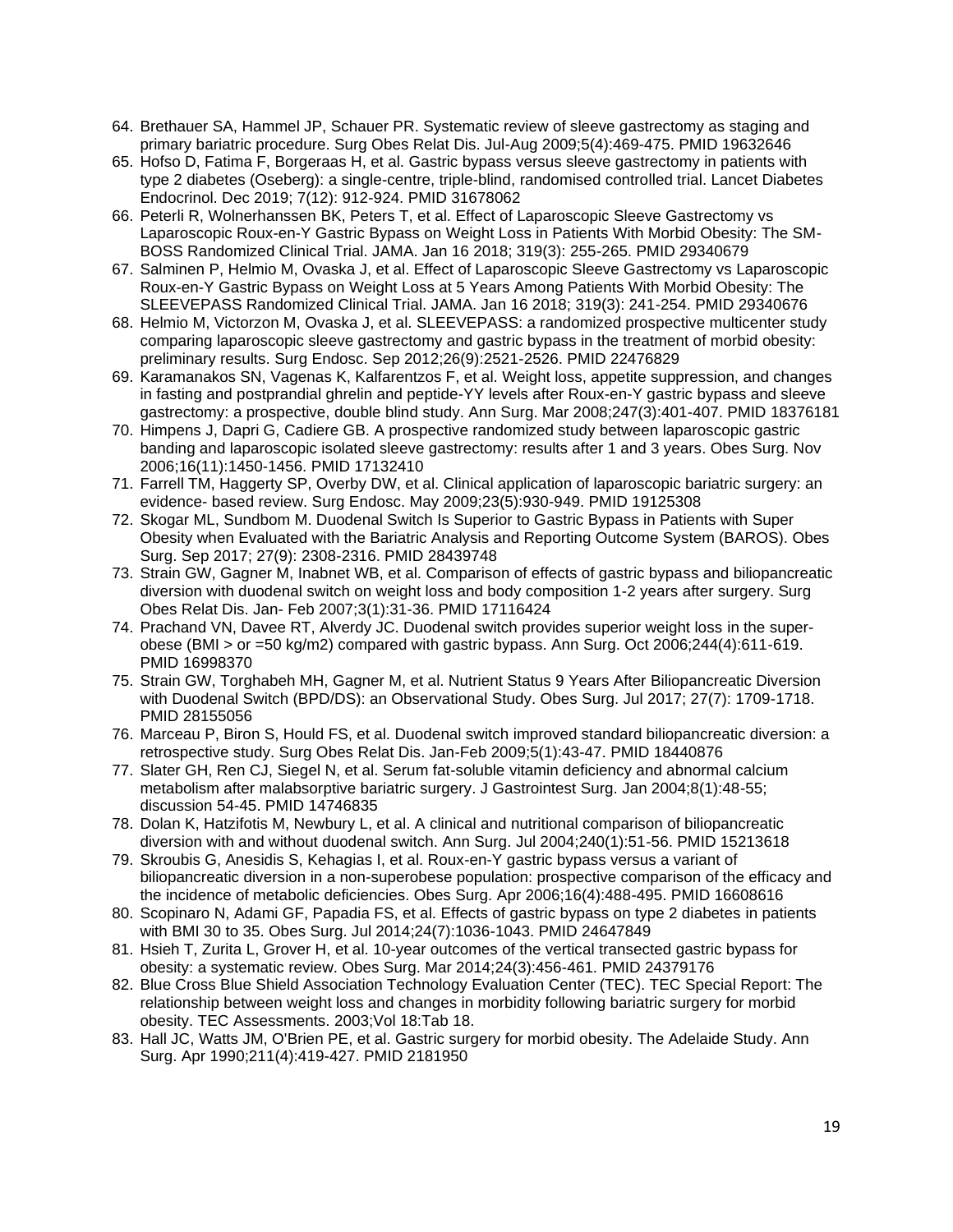64. Brethauer SA, Hammel JP, Schauer PR. Systematic review of sleeve gastrectomy as staging and primary bariatric procedure. Surg Obes Relat Dis. Jul-Aug 2009;5(4):469-475. PMID 19632646
65. Hofso D, Fatima F, Borgeraas H, et al. Gastric bypass versus sleeve gastrectomy in patients with type 2 diabetes (Oseberg): a single-centre, triple-blind, randomised controlled trial. Lancet Diabetes Endocrinol. Dec 2019; 7(12): 912-924. PMID 31678062
66. Peterli R, Wolnerhanssen BK, Peters T, et al. Effect of Laparoscopic Sleeve Gastrectomy vs Laparoscopic Roux-en-Y Gastric Bypass on Weight Loss in Patients With Morbid Obesity: The SM-BOSS Randomized Clinical Trial. JAMA. Jan 16 2018; 319(3): 255-265. PMID 29340679
67. Salminen P, Helmio M, Ovaska J, et al. Effect of Laparoscopic Sleeve Gastrectomy vs Laparoscopic Roux-en-Y Gastric Bypass on Weight Loss at 5 Years Among Patients With Morbid Obesity: The SLEEVEPASS Randomized Clinical Trial. JAMA. Jan 16 2018; 319(3): 241-254. PMID 29340676
68. Helmio M, Victorzon M, Ovaska J, et al. SLEEVEPASS: a randomized prospective multicenter study comparing laparoscopic sleeve gastrectomy and gastric bypass in the treatment of morbid obesity: preliminary results. Surg Endosc. Sep 2012;26(9):2521-2526. PMID 22476829
69. Karamanakos SN, Vagenas K, Kalfarentzos F, et al. Weight loss, appetite suppression, and changes in fasting and postprandial ghrelin and peptide-YY levels after Roux-en-Y gastric bypass and sleeve gastrectomy: a prospective, double blind study. Ann Surg. Mar 2008;247(3):401-407. PMID 18376181
70. Himpens J, Dapri G, Cadiere GB. A prospective randomized study between laparoscopic gastric banding and laparoscopic isolated sleeve gastrectomy: results after 1 and 3 years. Obes Surg. Nov 2006;16(11):1450-1456. PMID 17132410
71. Farrell TM, Haggerty SP, Overby DW, et al. Clinical application of laparoscopic bariatric surgery: an evidence- based review. Surg Endosc. May 2009;23(5):930-949. PMID 19125308
72. Skogar ML, Sundbom M. Duodenal Switch Is Superior to Gastric Bypass in Patients with Super Obesity when Evaluated with the Bariatric Analysis and Reporting Outcome System (BAROS). Obes Surg. Sep 2017; 27(9): 2308-2316. PMID 28439748
73. Strain GW, Gagner M, Inabnet WB, et al. Comparison of effects of gastric bypass and biliopancreatic diversion with duodenal switch on weight loss and body composition 1-2 years after surgery. Surg Obes Relat Dis. Jan- Feb 2007;3(1):31-36. PMID 17116424
74. Prachand VN, Davee RT, Alverdy JC. Duodenal switch provides superior weight loss in the super-obese (BMI > or =50 kg/m2) compared with gastric bypass. Ann Surg. Oct 2006;244(4):611-619. PMID 16998370
75. Strain GW, Torghabeh MH, Gagner M, et al. Nutrient Status 9 Years After Biliopancreatic Diversion with Duodenal Switch (BPD/DS): an Observational Study. Obes Surg. Jul 2017; 27(7): 1709-1718. PMID 28155056
76. Marceau P, Biron S, Hould FS, et al. Duodenal switch improved standard biliopancreatic diversion: a retrospective study. Surg Obes Relat Dis. Jan-Feb 2009;5(1):43-47. PMID 18440876
77. Slater GH, Ren CJ, Siegel N, et al. Serum fat-soluble vitamin deficiency and abnormal calcium metabolism after malabsorptive bariatric surgery. J Gastrointest Surg. Jan 2004;8(1):48-55; discussion 54-45. PMID 14746835
78. Dolan K, Hatzifotis M, Newbury L, et al. A clinical and nutritional comparison of biliopancreatic diversion with and without duodenal switch. Ann Surg. Jul 2004;240(1):51-56. PMID 15213618
79. Skroubis G, Anesidis S, Kehagias I, et al. Roux-en-Y gastric bypass versus a variant of biliopancreatic diversion in a non-superobese population: prospective comparison of the efficacy and the incidence of metabolic deficiencies. Obes Surg. Apr 2006;16(4):488-495. PMID 16608616
80. Scopinaro N, Adami GF, Papadia FS, et al. Effects of gastric bypass on type 2 diabetes in patients with BMI 30 to 35. Obes Surg. Jul 2014;24(7):1036-1043. PMID 24647849
81. Hsieh T, Zurita L, Grover H, et al. 10-year outcomes of the vertical transected gastric bypass for obesity: a systematic review. Obes Surg. Mar 2014;24(3):456-461. PMID 24379176
82. Blue Cross Blue Shield Association Technology Evaluation Center (TEC). TEC Special Report: The relationship between weight loss and changes in morbidity following bariatric surgery for morbid obesity. TEC Assessments. 2003;Vol 18:Tab 18.
83. Hall JC, Watts JM, O'Brien PE, et al. Gastric surgery for morbid obesity. The Adelaide Study. Ann Surg. Apr 1990;211(4):419-427. PMID 2181950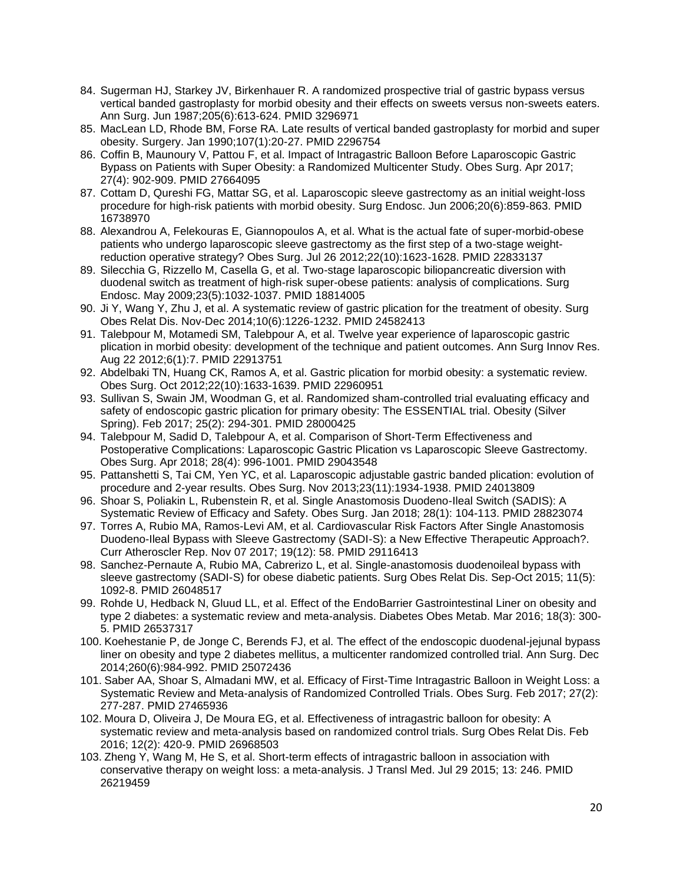84. Sugerman HJ, Starkey JV, Birkenhauer R. A randomized prospective trial of gastric bypass versus vertical banded gastroplasty for morbid obesity and their effects on sweets versus non-sweets eaters. Ann Surg. Jun 1987;205(6):613-624. PMID 3296971
85. MacLean LD, Rhode BM, Forse RA. Late results of vertical banded gastroplasty for morbid and super obesity. Surgery. Jan 1990;107(1):20-27. PMID 2296754
86. Coffin B, Maunoury V, Pattou F, et al. Impact of Intragastric Balloon Before Laparoscopic Gastric Bypass on Patients with Super Obesity: a Randomized Multicenter Study. Obes Surg. Apr 2017; 27(4): 902-909. PMID 27664095
87. Cottam D, Qureshi FG, Mattar SG, et al. Laparoscopic sleeve gastrectomy as an initial weight-loss procedure for high-risk patients with morbid obesity. Surg Endosc. Jun 2006;20(6):859-863. PMID 16738970
88. Alexandrou A, Felekouras E, Giannopoulos A, et al. What is the actual fate of super-morbid-obese patients who undergo laparoscopic sleeve gastrectomy as the first step of a two-stage weight-reduction operative strategy? Obes Surg. Jul 26 2012;22(10):1623-1628. PMID 22833137
89. Silecchia G, Rizzello M, Casella G, et al. Two-stage laparoscopic biliopancreatic diversion with duodenal switch as treatment of high-risk super-obese patients: analysis of complications. Surg Endosc. May 2009;23(5):1032-1037. PMID 18814005
90. Ji Y, Wang Y, Zhu J, et al. A systematic review of gastric plication for the treatment of obesity. Surg Obes Relat Dis. Nov-Dec 2014;10(6):1226-1232. PMID 24582413
91. Talebpour M, Motamedi SM, Talebpour A, et al. Twelve year experience of laparoscopic gastric plication in morbid obesity: development of the technique and patient outcomes. Ann Surg Innov Res. Aug 22 2012;6(1):7. PMID 22913751
92. Abdelbaki TN, Huang CK, Ramos A, et al. Gastric plication for morbid obesity: a systematic review. Obes Surg. Oct 2012;22(10):1633-1639. PMID 22960951
93. Sullivan S, Swain JM, Woodman G, et al. Randomized sham-controlled trial evaluating efficacy and safety of endoscopic gastric plication for primary obesity: The ESSENTIAL trial. Obesity (Silver Spring). Feb 2017; 25(2): 294-301. PMID 28000425
94. Talebpour M, Sadid D, Talebpour A, et al. Comparison of Short-Term Effectiveness and Postoperative Complications: Laparoscopic Gastric Plication vs Laparoscopic Sleeve Gastrectomy. Obes Surg. Apr 2018; 28(4): 996-1001. PMID 29043548
95. Pattanshetti S, Tai CM, Yen YC, et al. Laparoscopic adjustable gastric banded plication: evolution of procedure and 2-year results. Obes Surg. Nov 2013;23(11):1934-1938. PMID 24013809
96. Shoar S, Poliakin L, Rubenstein R, et al. Single Anastomosis Duodeno-Ileal Switch (SADIS): A Systematic Review of Efficacy and Safety. Obes Surg. Jan 2018; 28(1): 104-113. PMID 28823074
97. Torres A, Rubio MA, Ramos-Levi AM, et al. Cardiovascular Risk Factors After Single Anastomosis Duodeno-Ileal Bypass with Sleeve Gastrectomy (SADI-S): a New Effective Therapeutic Approach?. Curr Atheroscler Rep. Nov 07 2017; 19(12): 58. PMID 29116413
98. Sanchez-Pernaute A, Rubio MA, Cabrerizo L, et al. Single-anastomosis duodenoileal bypass with sleeve gastrectomy (SADI-S) for obese diabetic patients. Surg Obes Relat Dis. Sep-Oct 2015; 11(5): 1092-8. PMID 26048517
99. Rohde U, Hedback N, Gluud LL, et al. Effect of the EndoBarrier Gastrointestinal Liner on obesity and type 2 diabetes: a systematic review and meta-analysis. Diabetes Obes Metab. Mar 2016; 18(3): 300-5. PMID 26537317
100. Koehestanie P, de Jonge C, Berends FJ, et al. The effect of the endoscopic duodenal-jejunal bypass liner on obesity and type 2 diabetes mellitus, a multicenter randomized controlled trial. Ann Surg. Dec 2014;260(6):984-992. PMID 25072436
101. Saber AA, Shoar S, Almadani MW, et al. Efficacy of First-Time Intragastric Balloon in Weight Loss: a Systematic Review and Meta-analysis of Randomized Controlled Trials. Obes Surg. Feb 2017; 27(2): 277-287. PMID 27465936
102. Moura D, Oliveira J, De Moura EG, et al. Effectiveness of intragastric balloon for obesity: A systematic review and meta-analysis based on randomized control trials. Surg Obes Relat Dis. Feb 2016; 12(2): 420-9. PMID 26968503
103. Zheng Y, Wang M, He S, et al. Short-term effects of intragastric balloon in association with conservative therapy on weight loss: a meta-analysis. J Transl Med. Jul 29 2015; 13: 246. PMID 26219459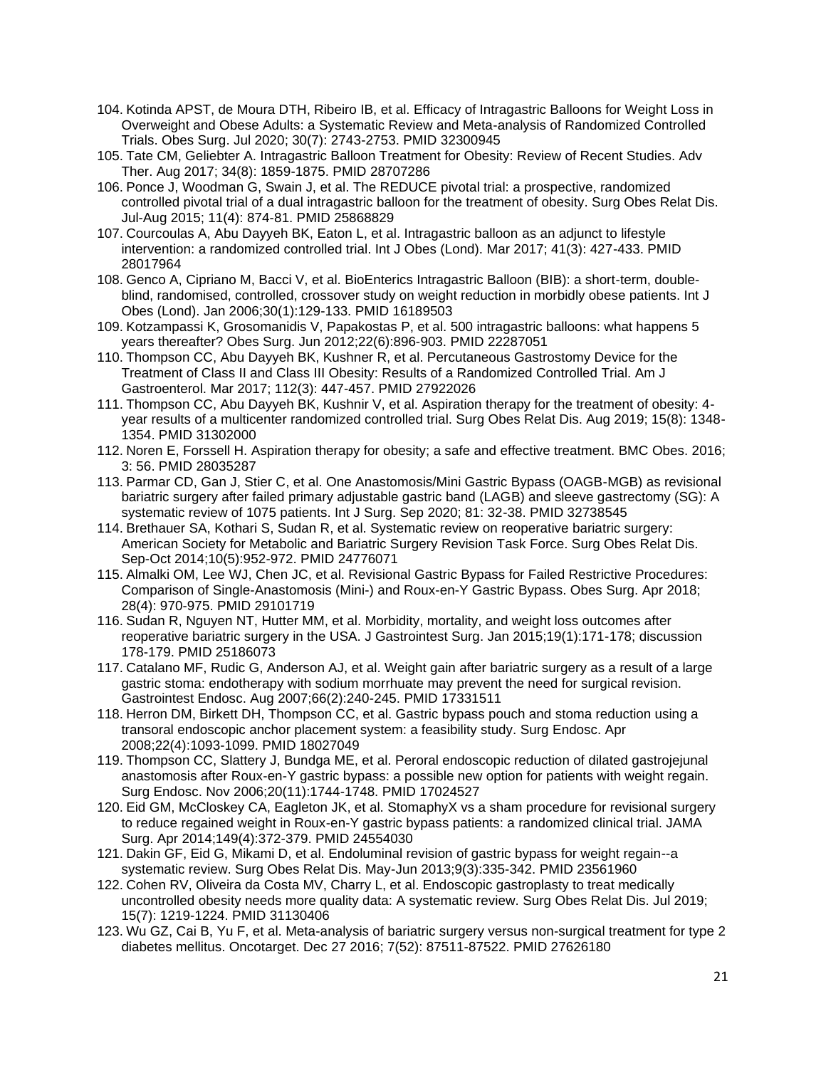104. Kotinda APST, de Moura DTH, Ribeiro IB, et al. Efficacy of Intragastric Balloons for Weight Loss in Overweight and Obese Adults: a Systematic Review and Meta-analysis of Randomized Controlled Trials. Obes Surg. Jul 2020; 30(7): 2743-2753. PMID 32300945
105. Tate CM, Geliebter A. Intragastric Balloon Treatment for Obesity: Review of Recent Studies. Adv Ther. Aug 2017; 34(8): 1859-1875. PMID 28707286
106. Ponce J, Woodman G, Swain J, et al. The REDUCE pivotal trial: a prospective, randomized controlled pivotal trial of a dual intragastric balloon for the treatment of obesity. Surg Obes Relat Dis. Jul-Aug 2015; 11(4): 874-81. PMID 25868829
107. Courcoulas A, Abu Dayyeh BK, Eaton L, et al. Intragastric balloon as an adjunct to lifestyle intervention: a randomized controlled trial. Int J Obes (Lond). Mar 2017; 41(3): 427-433. PMID 28017964
108. Genco A, Cipriano M, Bacci V, et al. BioEnterics Intragastric Balloon (BIB): a short-term, double-blind, randomised, controlled, crossover study on weight reduction in morbidly obese patients. Int J Obes (Lond). Jan 2006;30(1):129-133. PMID 16189503
109. Kotzampassi K, Grosomanidis V, Papakostas P, et al. 500 intragastric balloons: what happens 5 years thereafter? Obes Surg. Jun 2012;22(6):896-903. PMID 22287051
110. Thompson CC, Abu Dayyeh BK, Kushner R, et al. Percutaneous Gastrostomy Device for the Treatment of Class II and Class III Obesity: Results of a Randomized Controlled Trial. Am J Gastroenterol. Mar 2017; 112(3): 447-457. PMID 27922026
111. Thompson CC, Abu Dayyeh BK, Kushnir V, et al. Aspiration therapy for the treatment of obesity: 4-year results of a multicenter randomized controlled trial. Surg Obes Relat Dis. Aug 2019; 15(8): 1348-1354. PMID 31302000
112. Noren E, Forssell H. Aspiration therapy for obesity; a safe and effective treatment. BMC Obes. 2016; 3: 56. PMID 28035287
113. Parmar CD, Gan J, Stier C, et al. One Anastomosis/Mini Gastric Bypass (OAGB-MGB) as revisional bariatric surgery after failed primary adjustable gastric band (LAGB) and sleeve gastrectomy (SG): A systematic review of 1075 patients. Int J Surg. Sep 2020; 81: 32-38. PMID 32738545
114. Brethauer SA, Kothari S, Sudan R, et al. Systematic review on reoperative bariatric surgery: American Society for Metabolic and Bariatric Surgery Revision Task Force. Surg Obes Relat Dis. Sep-Oct 2014;10(5):952-972. PMID 24776071
115. Almalki OM, Lee WJ, Chen JC, et al. Revisional Gastric Bypass for Failed Restrictive Procedures: Comparison of Single-Anastomosis (Mini-) and Roux-en-Y Gastric Bypass. Obes Surg. Apr 2018; 28(4): 970-975. PMID 29101719
116. Sudan R, Nguyen NT, Hutter MM, et al. Morbidity, mortality, and weight loss outcomes after reoperative bariatric surgery in the USA. J Gastrointest Surg. Jan 2015;19(1):171-178; discussion 178-179. PMID 25186073
117. Catalano MF, Rudic G, Anderson AJ, et al. Weight gain after bariatric surgery as a result of a large gastric stoma: endotherapy with sodium morrhuate may prevent the need for surgical revision. Gastrointest Endosc. Aug 2007;66(2):240-245. PMID 17331511
118. Herron DM, Birkett DH, Thompson CC, et al. Gastric bypass pouch and stoma reduction using a transoral endoscopic anchor placement system: a feasibility study. Surg Endosc. Apr 2008;22(4):1093-1099. PMID 18027049
119. Thompson CC, Slattery J, Bundga ME, et al. Peroral endoscopic reduction of dilated gastrojejunal anastomosis after Roux-en-Y gastric bypass: a possible new option for patients with weight regain. Surg Endosc. Nov 2006;20(11):1744-1748. PMID 17024527
120. Eid GM, McCloskey CA, Eagleton JK, et al. StomaphyX vs a sham procedure for revisional surgery to reduce regained weight in Roux-en-Y gastric bypass patients: a randomized clinical trial. JAMA Surg. Apr 2014;149(4):372-379. PMID 24554030
121. Dakin GF, Eid G, Mikami D, et al. Endoluminal revision of gastric bypass for weight regain--a systematic review. Surg Obes Relat Dis. May-Jun 2013;9(3):335-342. PMID 23561960
122. Cohen RV, Oliveira da Costa MV, Charry L, et al. Endoscopic gastroplasty to treat medically uncontrolled obesity needs more quality data: A systematic review. Surg Obes Relat Dis. Jul 2019; 15(7): 1219-1224. PMID 31130406
123. Wu GZ, Cai B, Yu F, et al. Meta-analysis of bariatric surgery versus non-surgical treatment for type 2 diabetes mellitus. Oncotarget. Dec 27 2016; 7(52): 87511-87522. PMID 27626180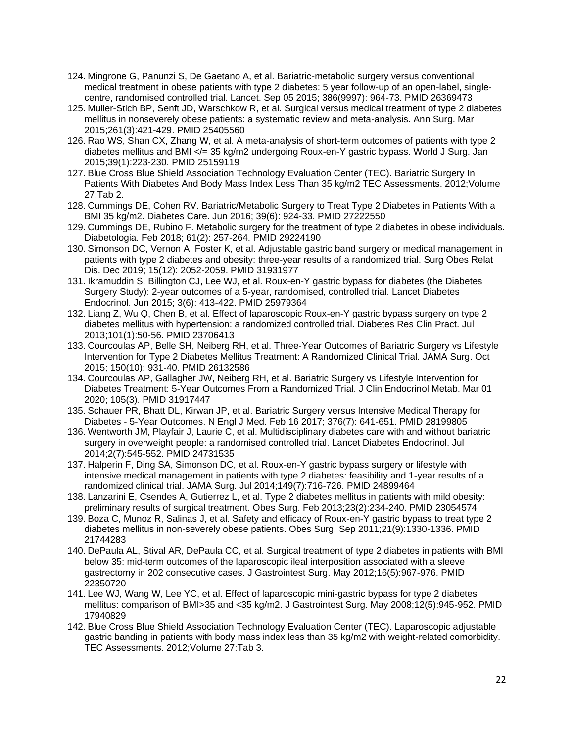124. Mingrone G, Panunzi S, De Gaetano A, et al. Bariatric-metabolic surgery versus conventional medical treatment in obese patients with type 2 diabetes: 5 year follow-up of an open-label, single-centre, randomised controlled trial. Lancet. Sep 05 2015; 386(9997): 964-73. PMID 26369473
125. Muller-Stich BP, Senft JD, Warschkow R, et al. Surgical versus medical treatment of type 2 diabetes mellitus in nonseverely obese patients: a systematic review and meta-analysis. Ann Surg. Mar 2015;261(3):421-429. PMID 25405560
126. Rao WS, Shan CX, Zhang W, et al. A meta-analysis of short-term outcomes of patients with type 2 diabetes mellitus and BMI </= 35 kg/m2 undergoing Roux-en-Y gastric bypass. World J Surg. Jan 2015;39(1):223-230. PMID 25159119
127. Blue Cross Blue Shield Association Technology Evaluation Center (TEC). Bariatric Surgery In Patients With Diabetes And Body Mass Index Less Than 35 kg/m2 TEC Assessments. 2012;Volume 27:Tab 2.
128. Cummings DE, Cohen RV. Bariatric/Metabolic Surgery to Treat Type 2 Diabetes in Patients With a BMI 35 kg/m2. Diabetes Care. Jun 2016; 39(6): 924-33. PMID 27222550
129. Cummings DE, Rubino F. Metabolic surgery for the treatment of type 2 diabetes in obese individuals. Diabetologia. Feb 2018; 61(2): 257-264. PMID 29224190
130. Simonson DC, Vernon A, Foster K, et al. Adjustable gastric band surgery or medical management in patients with type 2 diabetes and obesity: three-year results of a randomized trial. Surg Obes Relat Dis. Dec 2019; 15(12): 2052-2059. PMID 31931977
131. Ikramuddin S, Billington CJ, Lee WJ, et al. Roux-en-Y gastric bypass for diabetes (the Diabetes Surgery Study): 2-year outcomes of a 5-year, randomised, controlled trial. Lancet Diabetes Endocrinol. Jun 2015; 3(6): 413-422. PMID 25979364
132. Liang Z, Wu Q, Chen B, et al. Effect of laparoscopic Roux-en-Y gastric bypass surgery on type 2 diabetes mellitus with hypertension: a randomized controlled trial. Diabetes Res Clin Pract. Jul 2013;101(1):50-56. PMID 23706413
133. Courcoulas AP, Belle SH, Neiberg RH, et al. Three-Year Outcomes of Bariatric Surgery vs Lifestyle Intervention for Type 2 Diabetes Mellitus Treatment: A Randomized Clinical Trial. JAMA Surg. Oct 2015; 150(10): 931-40. PMID 26132586
134. Courcoulas AP, Gallagher JW, Neiberg RH, et al. Bariatric Surgery vs Lifestyle Intervention for Diabetes Treatment: 5-Year Outcomes From a Randomized Trial. J Clin Endocrinol Metab. Mar 01 2020; 105(3). PMID 31917447
135. Schauer PR, Bhatt DL, Kirwan JP, et al. Bariatric Surgery versus Intensive Medical Therapy for Diabetes - 5-Year Outcomes. N Engl J Med. Feb 16 2017; 376(7): 641-651. PMID 28199805
136. Wentworth JM, Playfair J, Laurie C, et al. Multidisciplinary diabetes care with and without bariatric surgery in overweight people: a randomised controlled trial. Lancet Diabetes Endocrinol. Jul 2014;2(7):545-552. PMID 24731535
137. Halperin F, Ding SA, Simonson DC, et al. Roux-en-Y gastric bypass surgery or lifestyle with intensive medical management in patients with type 2 diabetes: feasibility and 1-year results of a randomized clinical trial. JAMA Surg. Jul 2014;149(7):716-726. PMID 24899464
138. Lanzarini E, Csendes A, Gutierrez L, et al. Type 2 diabetes mellitus in patients with mild obesity: preliminary results of surgical treatment. Obes Surg. Feb 2013;23(2):234-240. PMID 23054574
139. Boza C, Munoz R, Salinas J, et al. Safety and efficacy of Roux-en-Y gastric bypass to treat type 2 diabetes mellitus in non-severely obese patients. Obes Surg. Sep 2011;21(9):1330-1336. PMID 21744283
140. DePaula AL, Stival AR, DePaula CC, et al. Surgical treatment of type 2 diabetes in patients with BMI below 35: mid-term outcomes of the laparoscopic ileal interposition associated with a sleeve gastrectomy in 202 consecutive cases. J Gastrointest Surg. May 2012;16(5):967-976. PMID 22350720
141. Lee WJ, Wang W, Lee YC, et al. Effect of laparoscopic mini-gastric bypass for type 2 diabetes mellitus: comparison of BMI>35 and <35 kg/m2. J Gastrointest Surg. May 2008;12(5):945-952. PMID 17940829
142. Blue Cross Blue Shield Association Technology Evaluation Center (TEC). Laparoscopic adjustable gastric banding in patients with body mass index less than 35 kg/m2 with weight-related comorbidity. TEC Assessments. 2012;Volume 27:Tab 3.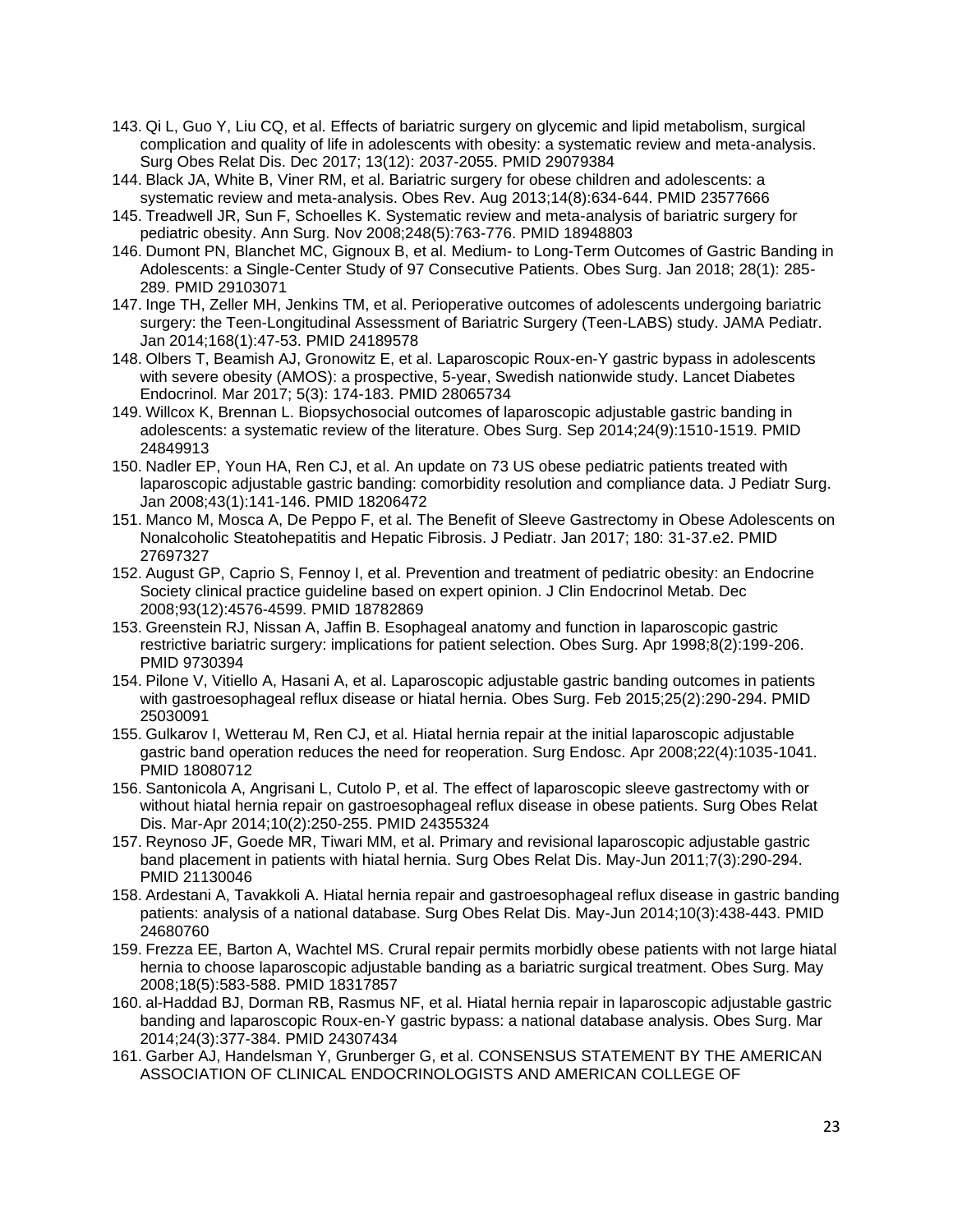143. Qi L, Guo Y, Liu CQ, et al. Effects of bariatric surgery on glycemic and lipid metabolism, surgical complication and quality of life in adolescents with obesity: a systematic review and meta-analysis. Surg Obes Relat Dis. Dec 2017; 13(12): 2037-2055. PMID 29079384
144. Black JA, White B, Viner RM, et al. Bariatric surgery for obese children and adolescents: a systematic review and meta-analysis. Obes Rev. Aug 2013;14(8):634-644. PMID 23577666
145. Treadwell JR, Sun F, Schoelles K. Systematic review and meta-analysis of bariatric surgery for pediatric obesity. Ann Surg. Nov 2008;248(5):763-776. PMID 18948803
146. Dumont PN, Blanchet MC, Gignoux B, et al. Medium- to Long-Term Outcomes of Gastric Banding in Adolescents: a Single-Center Study of 97 Consecutive Patients. Obes Surg. Jan 2018; 28(1): 285-289. PMID 29103071
147. Inge TH, Zeller MH, Jenkins TM, et al. Perioperative outcomes of adolescents undergoing bariatric surgery: the Teen-Longitudinal Assessment of Bariatric Surgery (Teen-LABS) study. JAMA Pediatr. Jan 2014;168(1):47-53. PMID 24189578
148. Olbers T, Beamish AJ, Gronowitz E, et al. Laparoscopic Roux-en-Y gastric bypass in adolescents with severe obesity (AMOS): a prospective, 5-year, Swedish nationwide study. Lancet Diabetes Endocrinol. Mar 2017; 5(3): 174-183. PMID 28065734
149. Willcox K, Brennan L. Biopsychosocial outcomes of laparoscopic adjustable gastric banding in adolescents: a systematic review of the literature. Obes Surg. Sep 2014;24(9):1510-1519. PMID 24849913
150. Nadler EP, Youn HA, Ren CJ, et al. An update on 73 US obese pediatric patients treated with laparoscopic adjustable gastric banding: comorbidity resolution and compliance data. J Pediatr Surg. Jan 2008;43(1):141-146. PMID 18206472
151. Manco M, Mosca A, De Peppo F, et al. The Benefit of Sleeve Gastrectomy in Obese Adolescents on Nonalcoholic Steatohepatitis and Hepatic Fibrosis. J Pediatr. Jan 2017; 180: 31-37.e2. PMID 27697327
152. August GP, Caprio S, Fennoy I, et al. Prevention and treatment of pediatric obesity: an Endocrine Society clinical practice guideline based on expert opinion. J Clin Endocrinol Metab. Dec 2008;93(12):4576-4599. PMID 18782869
153. Greenstein RJ, Nissan A, Jaffin B. Esophageal anatomy and function in laparoscopic gastric restrictive bariatric surgery: implications for patient selection. Obes Surg. Apr 1998;8(2):199-206. PMID 9730394
154. Pilone V, Vitiello A, Hasani A, et al. Laparoscopic adjustable gastric banding outcomes in patients with gastroesophageal reflux disease or hiatal hernia. Obes Surg. Feb 2015;25(2):290-294. PMID 25030091
155. Gulkarov I, Wetterau M, Ren CJ, et al. Hiatal hernia repair at the initial laparoscopic adjustable gastric band operation reduces the need for reoperation. Surg Endosc. Apr 2008;22(4):1035-1041. PMID 18080712
156. Santonicola A, Angrisani L, Cutolo P, et al. The effect of laparoscopic sleeve gastrectomy with or without hiatal hernia repair on gastroesophageal reflux disease in obese patients. Surg Obes Relat Dis. Mar-Apr 2014;10(2):250-255. PMID 24355324
157. Reynoso JF, Goede MR, Tiwari MM, et al. Primary and revisional laparoscopic adjustable gastric band placement in patients with hiatal hernia. Surg Obes Relat Dis. May-Jun 2011;7(3):290-294. PMID 21130046
158. Ardestani A, Tavakkoli A. Hiatal hernia repair and gastroesophageal reflux disease in gastric banding patients: analysis of a national database. Surg Obes Relat Dis. May-Jun 2014;10(3):438-443. PMID 24680760
159. Frezza EE, Barton A, Wachtel MS. Crural repair permits morbidly obese patients with not large hiatal hernia to choose laparoscopic adjustable banding as a bariatric surgical treatment. Obes Surg. May 2008;18(5):583-588. PMID 18317857
160. al-Haddad BJ, Dorman RB, Rasmus NF, et al. Hiatal hernia repair in laparoscopic adjustable gastric banding and laparoscopic Roux-en-Y gastric bypass: a national database analysis. Obes Surg. Mar 2014;24(3):377-384. PMID 24307434
161. Garber AJ, Handelsman Y, Grunberger G, et al. CONSENSUS STATEMENT BY THE AMERICAN ASSOCIATION OF CLINICAL ENDOCRINOLOGISTS AND AMERICAN COLLEGE OF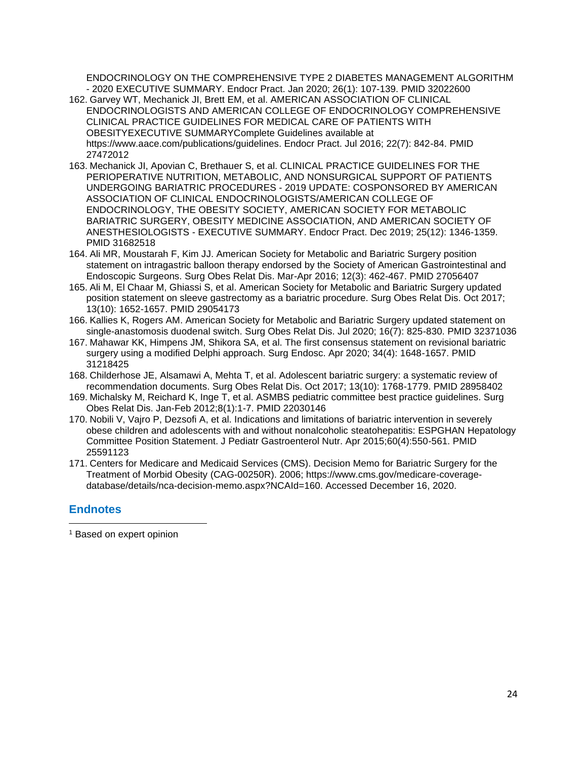ENDOCRINOLOGY ON THE COMPREHENSIVE TYPE 2 DIABETES MANAGEMENT ALGORITHM - 2020 EXECUTIVE SUMMARY. Endocr Pract. Jan 2020; 26(1): 107-139. PMID 32022600

162. Garvey WT, Mechanick JI, Brett EM, et al. AMERICAN ASSOCIATION OF CLINICAL ENDOCRINOLOGISTS AND AMERICAN COLLEGE OF ENDOCRINOLOGY COMPREHENSIVE CLINICAL PRACTICE GUIDELINES FOR MEDICAL CARE OF PATIENTS WITH OBESITYEXECUTIVE SUMMARYComplete Guidelines available at https://www.aace.com/publications/guidelines. Endocr Pract. Jul 2016; 22(7): 842-84. PMID 27472012
163. Mechanick JI, Apovian C, Brethauer S, et al. CLINICAL PRACTICE GUIDELINES FOR THE PERIOPERATIVE NUTRITION, METABOLIC, AND NONSURGICAL SUPPORT OF PATIENTS UNDERGOING BARIATRIC PROCEDURES - 2019 UPDATE: COSPONSORED BY AMERICAN ASSOCIATION OF CLINICAL ENDOCRINOLOGISTS/AMERICAN COLLEGE OF ENDOCRINOLOGY, THE OBESITY SOCIETY, AMERICAN SOCIETY FOR METABOLIC BARIATRIC SURGERY, OBESITY MEDICINE ASSOCIATION, AND AMERICAN SOCIETY OF ANESTHESIOLOGISTS - EXECUTIVE SUMMARY. Endocr Pract. Dec 2019; 25(12): 1346-1359. PMID 31682518
164. Ali MR, Moustarah F, Kim JJ. American Society for Metabolic and Bariatric Surgery position statement on intragastric balloon therapy endorsed by the Society of American Gastrointestinal and Endoscopic Surgeons. Surg Obes Relat Dis. Mar-Apr 2016; 12(3): 462-467. PMID 27056407
165. Ali M, El Chaar M, Ghiassi S, et al. American Society for Metabolic and Bariatric Surgery updated position statement on sleeve gastrectomy as a bariatric procedure. Surg Obes Relat Dis. Oct 2017; 13(10): 1652-1657. PMID 29054173
166. Kallies K, Rogers AM. American Society for Metabolic and Bariatric Surgery updated statement on single-anastomosis duodenal switch. Surg Obes Relat Dis. Jul 2020; 16(7): 825-830. PMID 32371036
167. Mahawar KK, Himpens JM, Shikora SA, et al. The first consensus statement on revisional bariatric surgery using a modified Delphi approach. Surg Endosc. Apr 2020; 34(4): 1648-1657. PMID 31218425
168. Childerhose JE, Alsamawi A, Mehta T, et al. Adolescent bariatric surgery: a systematic review of recommendation documents. Surg Obes Relat Dis. Oct 2017; 13(10): 1768-1779. PMID 28958402
169. Michalsky M, Reichard K, Inge T, et al. ASMBS pediatric committee best practice guidelines. Surg Obes Relat Dis. Jan-Feb 2012;8(1):1-7. PMID 22030146
170. Nobili V, Vajro P, Dezsofi A, et al. Indications and limitations of bariatric intervention in severely obese children and adolescents with and without nonalcoholic steatohepatitis: ESPGHAN Hepatology Committee Position Statement. J Pediatr Gastroenterol Nutr. Apr 2015;60(4):550-561. PMID 25591123
171. Centers for Medicare and Medicaid Services (CMS). Decision Memo for Bariatric Surgery for the Treatment of Morbid Obesity (CAG-00250R). 2006; https://www.cms.gov/medicare-coverage-database/details/nca-decision-memo.aspx?NCAId=160. Accessed December 16, 2020.

## Endnotes

[1] Based on expert opinion